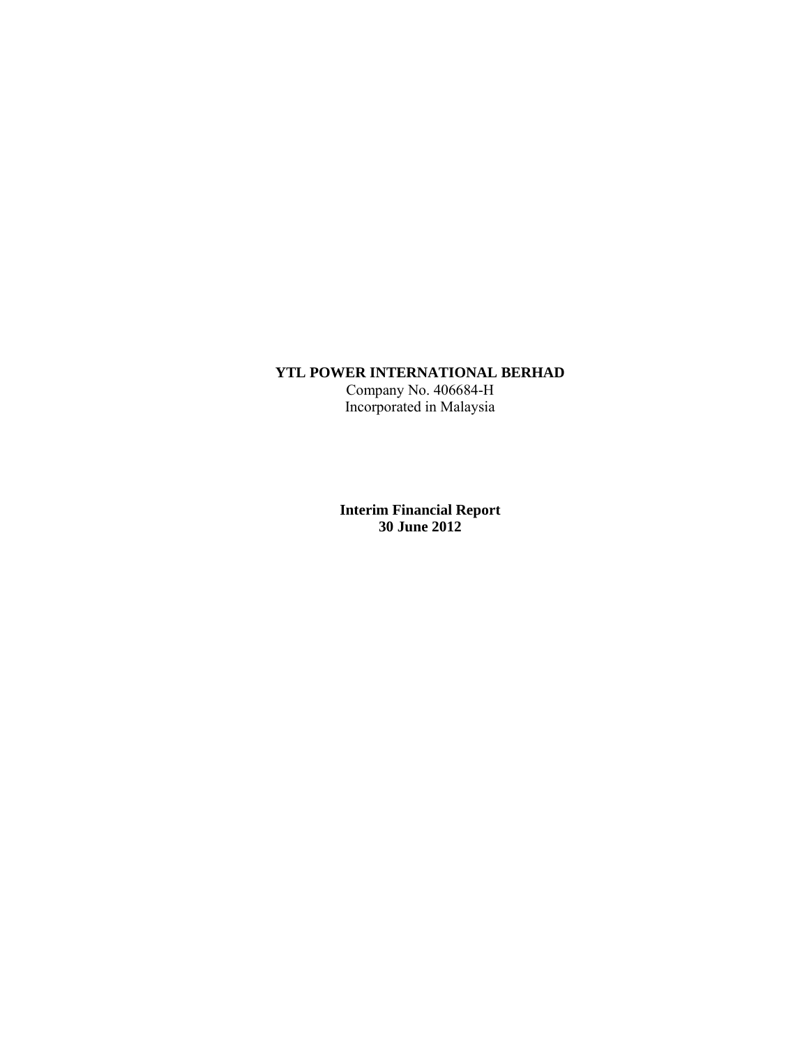**YTL POWER INTERNATIONAL BERHAD**
Company No. 406684-H
Incorporated in Malaysia

**Interim Financial Report**
**30 June 2012**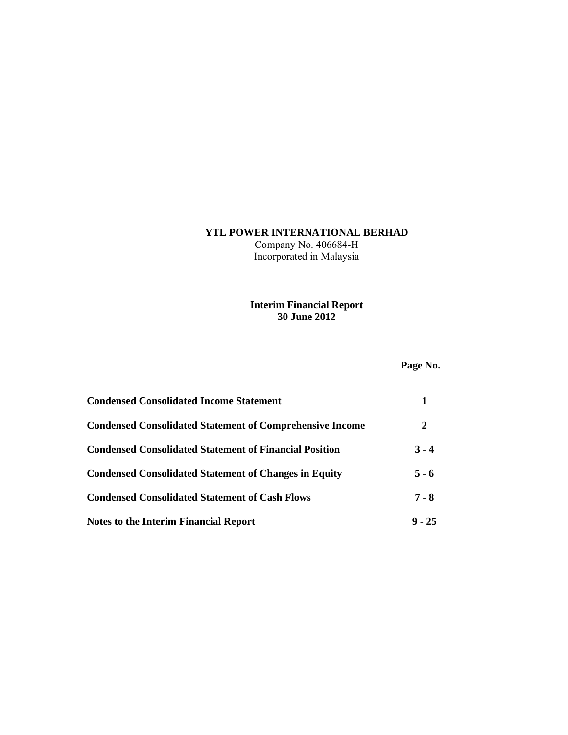**YTL POWER INTERNATIONAL BERHAD**
Company No. 406684-H
Incorporated in Malaysia

**Interim Financial Report**
**30 June 2012**

| | **Page No.** |
|---|---|
| **Condensed Consolidated Income Statement** | **1** |
| **Condensed Consolidated Statement of Comprehensive Income** | **2** |
| **Condensed Consolidated Statement of Financial Position** | **3 - 4** |
| **Condensed Consolidated Statement of Changes in Equity** | **5 - 6** |
| **Condensed Consolidated Statement of Cash Flows** | **7 - 8** |
| **Notes to the Interim Financial Report** | **9 - 25** |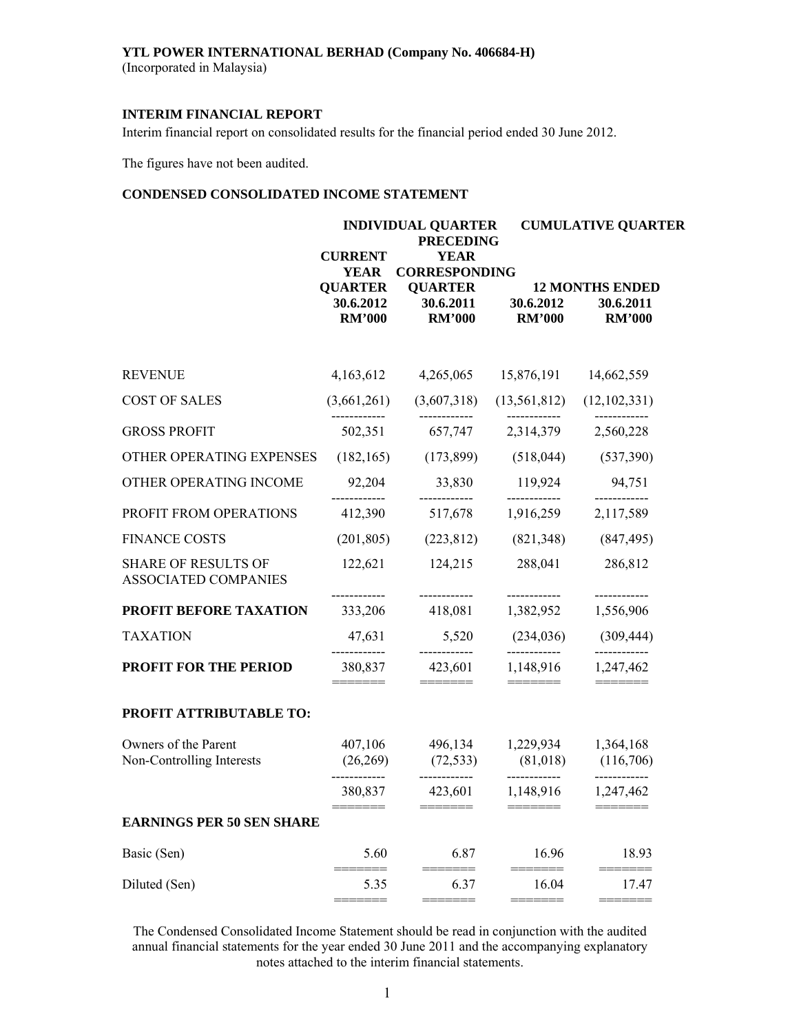**YTL POWER INTERNATIONAL BERHAD (Company No. 406684-H)**
(Incorporated in Malaysia)

## INTERIM FINANCIAL REPORT

Interim financial report on consolidated results for the financial period ended 30 June 2012.

The figures have not been audited.

### CONDENSED CONSOLIDATED INCOME STATEMENT

| | INDIVIDUAL QUARTER | | CUMULATIVE QUARTER | |
|---|---|---|---|---|
| | CURRENT YEAR QUARTER | PRECEDING YEAR CORRESPONDING QUARTER | 12 MONTHS ENDED | |
| | 30.6.2012 | 30.6.2011 | 30.6.2012 | 30.6.2011 |
| | RM'000 | RM'000 | RM'000 | RM'000 |
| REVENUE | 4,163,612 | 4,265,065 | 15,876,191 | 14,662,559 |
| COST OF SALES | (3,661,261) | (3,607,318) | (13,561,812) | (12,102,331) |
| GROSS PROFIT | 502,351 | 657,747 | 2,314,379 | 2,560,228 |
| OTHER OPERATING EXPENSES | (182,165) | (173,899) | (518,044) | (537,390) |
| OTHER OPERATING INCOME | 92,204 | 33,830 | 119,924 | 94,751 |
| PROFIT FROM OPERATIONS | 412,390 | 517,678 | 1,916,259 | 2,117,589 |
| FINANCE COSTS | (201,805) | (223,812) | (821,348) | (847,495) |
| SHARE OF RESULTS OF ASSOCIATED COMPANIES | 122,621 | 124,215 | 288,041 | 286,812 |
| **PROFIT BEFORE TAXATION** | 333,206 | 418,081 | 1,382,952 | 1,556,906 |
| TAXATION | 47,631 | 5,520 | (234,036) | (309,444) |
| **PROFIT FOR THE PERIOD** | 380,837 | 423,601 | 1,148,916 | 1,247,462 |
| **PROFIT ATTRIBUTABLE TO:** | | | | |
| Owners of the Parent | 407,106 | 496,134 | 1,229,934 | 1,364,168 |
| Non-Controlling Interests | (26,269) | (72,533) | (81,018) | (116,706) |
| | 380,837 | 423,601 | 1,148,916 | 1,247,462 |
| **EARNINGS PER 50 SEN SHARE** | | | | |
| Basic (Sen) | 5.60 | 6.87 | 16.96 | 18.93 |
| Diluted (Sen) | 5.35 | 6.37 | 16.04 | 17.47 |

The Condensed Consolidated Income Statement should be read in conjunction with the audited annual financial statements for the year ended 30 June 2011 and the accompanying explanatory notes attached to the interim financial statements.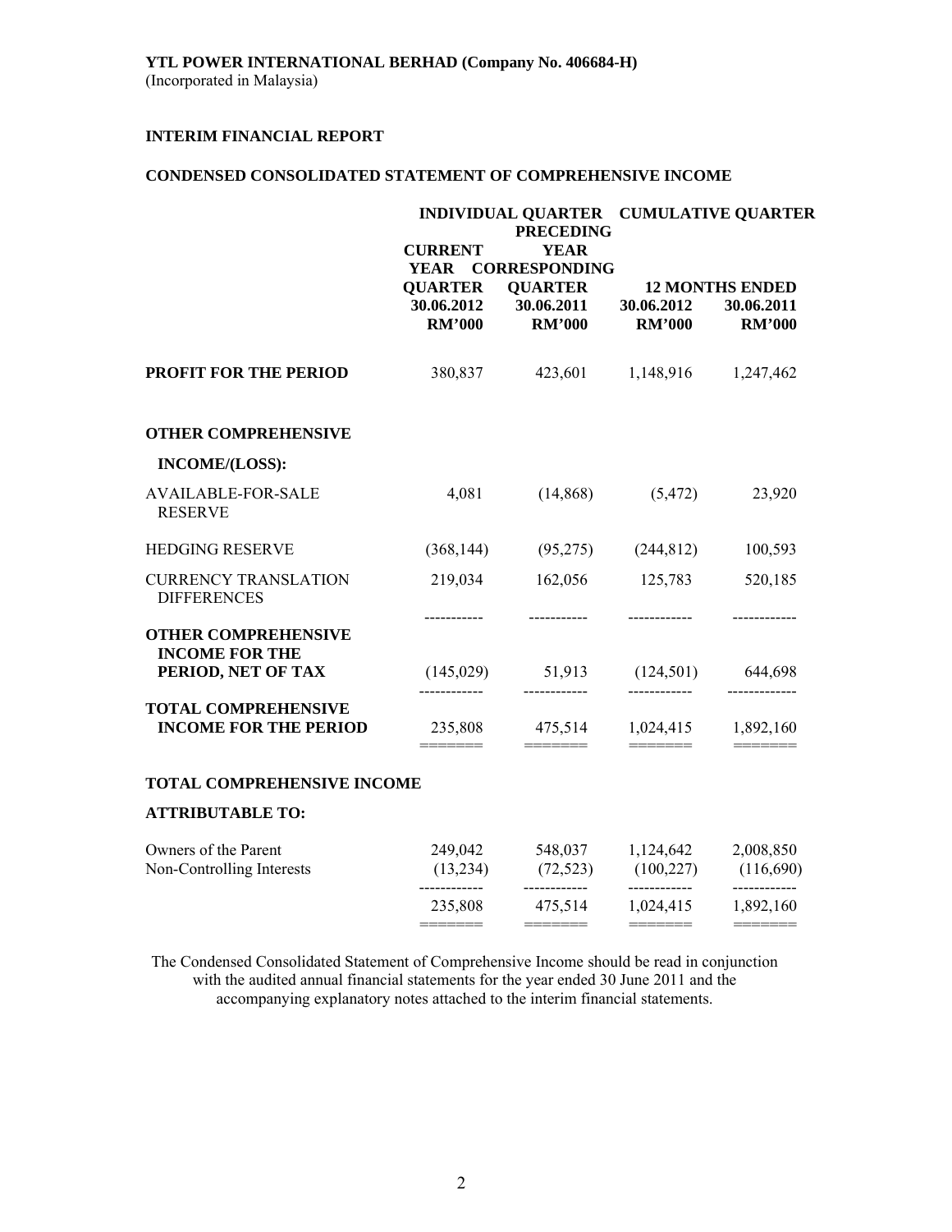**YTL POWER INTERNATIONAL BERHAD (Company No. 406684-H)**
(Incorporated in Malaysia)

**INTERIM FINANCIAL REPORT**

**CONDENSED CONSOLIDATED STATEMENT OF COMPREHENSIVE INCOME**

| | INDIVIDUAL QUARTER | | CUMULATIVE QUARTER | |
|---|---|---|---|---|
| | CURRENT YEAR QUARTER | PRECEDING YEAR CORRESPONDING QUARTER | 12 MONTHS ENDED | |
| | 30.06.2012 | 30.06.2011 | 30.06.2012 | 30.06.2011 |
| | RM'000 | RM'000 | RM'000 | RM'000 |
| **PROFIT FOR THE PERIOD** | 380,837 | 423,601 | 1,148,916 | 1,247,462 |
| **OTHER COMPREHENSIVE INCOME/(LOSS):** | | | | |
| AVAILABLE-FOR-SALE RESERVE | 4,081 | (14,868) | (5,472) | 23,920 |
| HEDGING RESERVE | (368,144) | (95,275) | (244,812) | 100,593 |
| CURRENCY TRANSLATION DIFFERENCES | 219,034 | 162,056 | 125,783 | 520,185 |
| **OTHER COMPREHENSIVE INCOME FOR THE PERIOD, NET OF TAX** | (145,029) | 51,913 | (124,501) | 644,698 |
| **TOTAL COMPREHENSIVE INCOME FOR THE PERIOD** | 235,808 | 475,514 | 1,024,415 | 1,892,160 |
| **TOTAL COMPREHENSIVE INCOME ATTRIBUTABLE TO:** | | | | |
| Owners of the Parent | 249,042 | 548,037 | 1,124,642 | 2,008,850 |
| Non-Controlling Interests | (13,234) | (72,523) | (100,227) | (116,690) |
| | 235,808 | 475,514 | 1,024,415 | 1,892,160 |

The Condensed Consolidated Statement of Comprehensive Income should be read in conjunction with the audited annual financial statements for the year ended 30 June 2011 and the accompanying explanatory notes attached to the interim financial statements.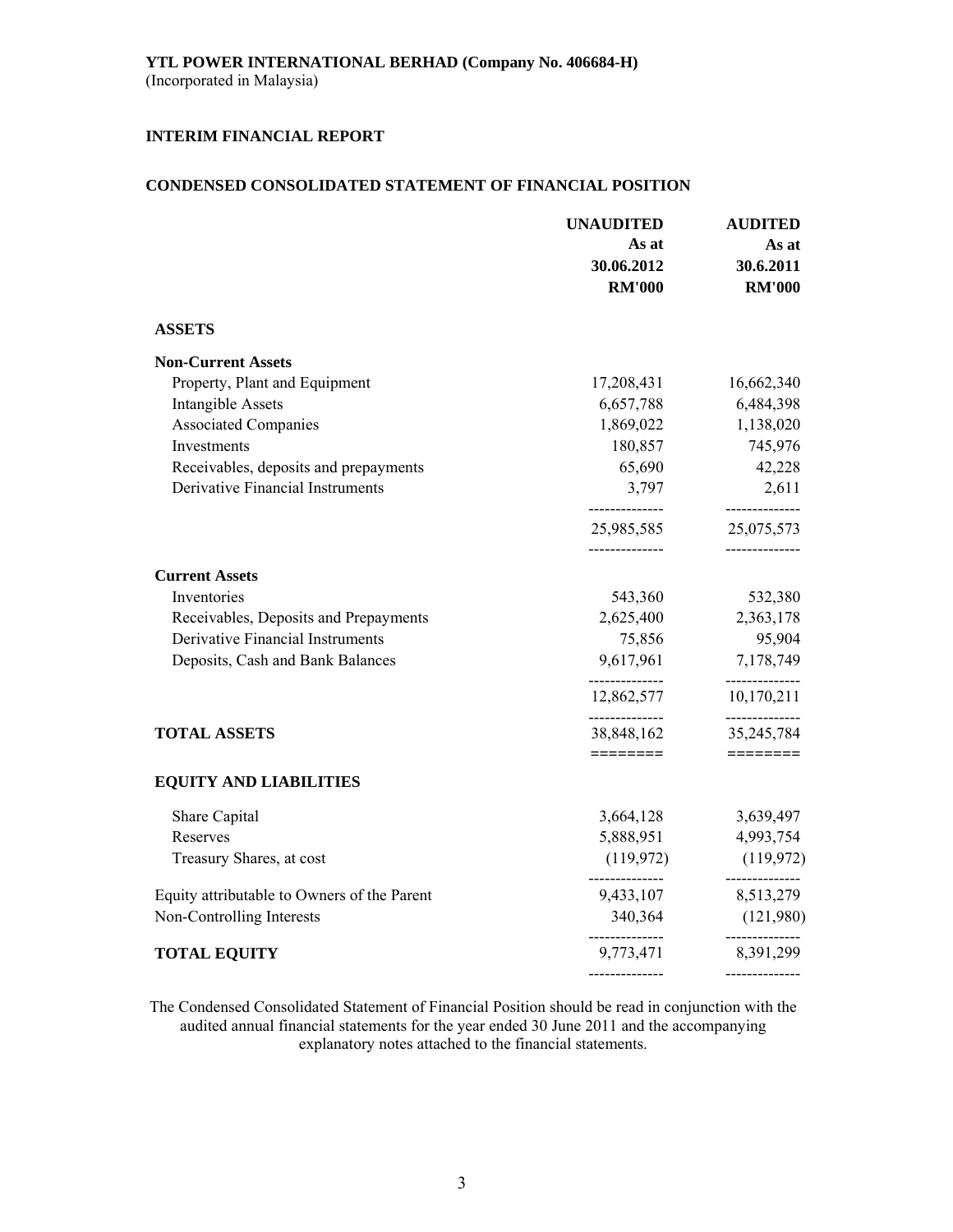**YTL POWER INTERNATIONAL BERHAD (Company No. 406684-H)**
(Incorporated in Malaysia)

**INTERIM FINANCIAL REPORT**

**CONDENSED CONSOLIDATED STATEMENT OF FINANCIAL POSITION**

| | UNAUDITED As at 30.06.2012 RM'000 | AUDITED As at 30.6.2011 RM'000 |
|---|---|---|
| **ASSETS** | | |
| **Non-Current Assets** | | |
| Property, Plant and Equipment | 17,208,431 | 16,662,340 |
| Intangible Assets | 6,657,788 | 6,484,398 |
| Associated Companies | 1,869,022 | 1,138,020 |
| Investments | 180,857 | 745,976 |
| Receivables, deposits and prepayments | 65,690 | 42,228 |
| Derivative Financial Instruments | 3,797 | 2,611 |
| | 25,985,585 | 25,075,573 |
| **Current Assets** | | |
| Inventories | 543,360 | 532,380 |
| Receivables, Deposits and Prepayments | 2,625,400 | 2,363,178 |
| Derivative Financial Instruments | 75,856 | 95,904 |
| Deposits, Cash and Bank Balances | 9,617,961 | 7,178,749 |
| | 12,862,577 | 10,170,211 |
| **TOTAL ASSETS** | 38,848,162 | 35,245,784 |
| **EQUITY AND LIABILITIES** | | |
| Share Capital | 3,664,128 | 3,639,497 |
| Reserves | 5,888,951 | 4,993,754 |
| Treasury Shares, at cost | (119,972) | (119,972) |
| Equity attributable to Owners of the Parent | 9,433,107 | 8,513,279 |
| Non-Controlling Interests | 340,364 | (121,980) |
| **TOTAL EQUITY** | 9,773,471 | 8,391,299 |

The Condensed Consolidated Statement of Financial Position should be read in conjunction with the audited annual financial statements for the year ended 30 June 2011 and the accompanying explanatory notes attached to the financial statements.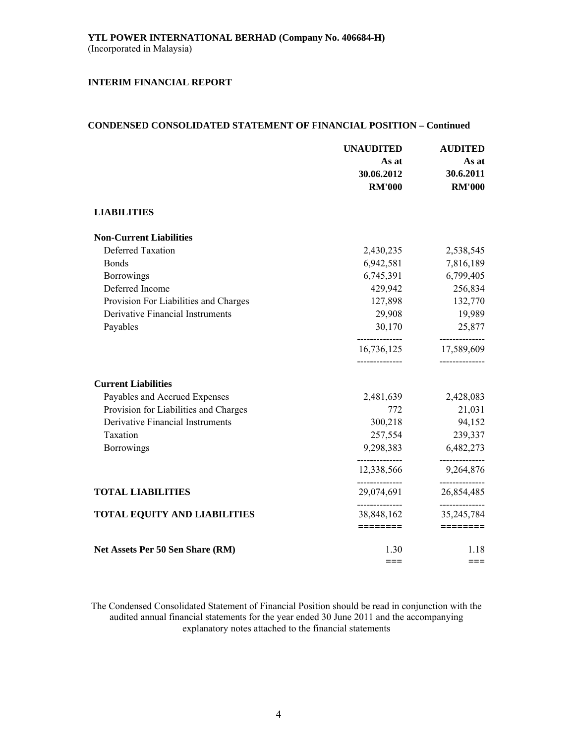**YTL POWER INTERNATIONAL BERHAD (Company No. 406684-H)**
(Incorporated in Malaysia)

**INTERIM FINANCIAL REPORT**

**CONDENSED CONSOLIDATED STATEMENT OF FINANCIAL POSITION – Continued**

| | UNAUDITED As at 30.06.2012 RM'000 | AUDITED As at 30.6.2011 RM'000 |
|---|---|---|
| **LIABILITIES** | | |
| **Non-Current Liabilities** | | |
| Deferred Taxation | 2,430,235 | 2,538,545 |
| Bonds | 6,942,581 | 7,816,189 |
| Borrowings | 6,745,391 | 6,799,405 |
| Deferred Income | 429,942 | 256,834 |
| Provision For Liabilities and Charges | 127,898 | 132,770 |
| Derivative Financial Instruments | 29,908 | 19,989 |
| Payables | 30,170 | 25,877 |
| | 16,736,125 | 17,589,609 |
| **Current Liabilities** | | |
| Payables and Accrued Expenses | 2,481,639 | 2,428,083 |
| Provision for Liabilities and Charges | 772 | 21,031 |
| Derivative Financial Instruments | 300,218 | 94,152 |
| Taxation | 257,554 | 239,337 |
| Borrowings | 9,298,383 | 6,482,273 |
| | 12,338,566 | 9,264,876 |
| **TOTAL LIABILITIES** | 29,074,691 | 26,854,485 |
| **TOTAL EQUITY AND LIABILITIES** | 38,848,162 | 35,245,784 |
| **Net Assets Per 50 Sen Share (RM)** | 1.30 | 1.18 |

The Condensed Consolidated Statement of Financial Position should be read in conjunction with the audited annual financial statements for the year ended 30 June 2011 and the accompanying explanatory notes attached to the financial statements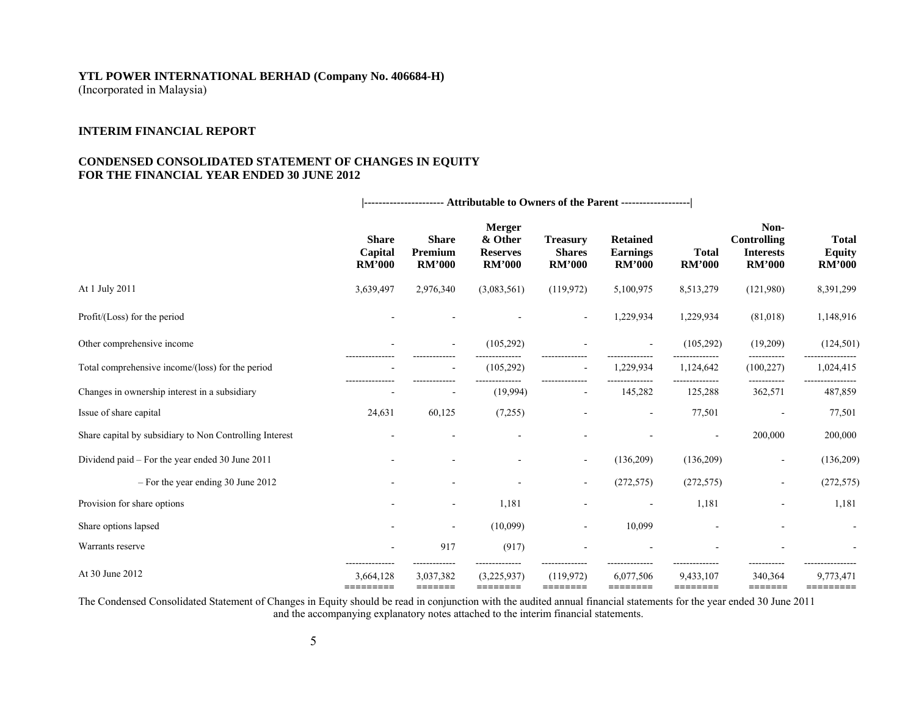**YTL POWER INTERNATIONAL BERHAD (Company No. 406684-H)**
(Incorporated in Malaysia)

## INTERIM FINANCIAL REPORT

## CONDENSED CONSOLIDATED STATEMENT OF CHANGES IN EQUITY FOR THE FINANCIAL YEAR ENDED 30 JUNE 2012

| | Attributable to Owners of the Parent | | | | | | | |
|---|---|---|---|---|---|---|---|---|
| | **Share Capital RM'000** | **Share Premium RM'000** | **Merger & Other Reserves RM'000** | **Treasury Shares RM'000** | **Retained Earnings RM'000** | **Total RM'000** | **Non-Controlling Interests RM'000** | **Total Equity RM'000** |
| At 1 July 2011 | 3,639,497 | 2,976,340 | (3,083,561) | (119,972) | 5,100,975 | 8,513,279 | (121,980) | 8,391,299 |
| Profit/(Loss) for the period | - | - | - | - | 1,229,934 | 1,229,934 | (81,018) | 1,148,916 |
| Other comprehensive income | - | - | (105,292) | - | - | (105,292) | (19,209) | (124,501) |
| Total comprehensive income/(loss) for the period | - | - | (105,292) | - | 1,229,934 | 1,124,642 | (100,227) | 1,024,415 |
| Changes in ownership interest in a subsidiary | - | - | (19,994) | - | 145,282 | 125,288 | 362,571 | 487,859 |
| Issue of share capital | 24,631 | 60,125 | (7,255) | - | - | 77,501 | - | 77,501 |
| Share capital by subsidiary to Non Controlling Interest | - | - | - | - | - | - | 200,000 | 200,000 |
| Dividend paid – For the year ended 30 June 2011 | - | - | - | - | (136,209) | (136,209) | - | (136,209) |
| – For the year ending 30 June 2012 | - | - | - | - | (272,575) | (272,575) | - | (272,575) |
| Provision for share options | - | - | 1,181 | - | - | 1,181 | - | 1,181 |
| Share options lapsed | - | - | (10,099) | - | 10,099 | - | - | - |
| Warrants reserve | - | 917 | (917) | - | - | - | - | - |
| At 30 June 2012 | 3,664,128 | 3,037,382 | (3,225,937) | (119,972) | 6,077,506 | 9,433,107 | 340,364 | 9,773,471 |

The Condensed Consolidated Statement of Changes in Equity should be read in conjunction with the audited annual financial statements for the year ended 30 June 2011 and the accompanying explanatory notes attached to the interim financial statements.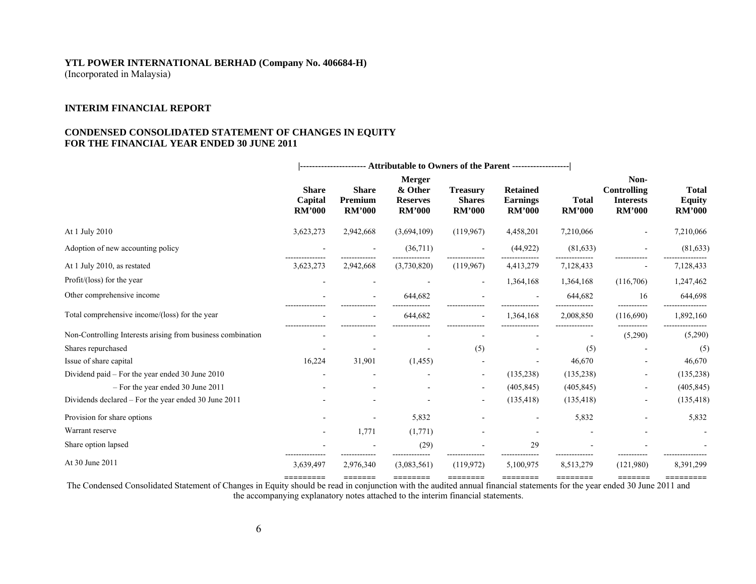**YTL POWER INTERNATIONAL BERHAD (Company No. 406684-H)**
(Incorporated in Malaysia)

**INTERIM FINANCIAL REPORT**

**CONDENSED CONSOLIDATED STATEMENT OF CHANGES IN EQUITY**
**FOR THE FINANCIAL YEAR ENDED 30 JUNE 2011**

| | Attributable to Owners of the Parent | | | | | | | |
|---|---|---|---|---|---|---|---|---|
| | **Share Capital RM'000** | **Share Premium RM'000** | **Merger & Other Reserves RM'000** | **Treasury Shares RM'000** | **Retained Earnings RM'000** | **Total RM'000** | **Non-Controlling Interests RM'000** | **Total Equity RM'000** |
| At 1 July 2010 | 3,623,273 | 2,942,668 | (3,694,109) | (119,967) | 4,458,201 | 7,210,066 | - | 7,210,066 |
| Adoption of new accounting policy | - | - | (36,711) | - | (44,922) | (81,633) | - | (81,633) |
| At 1 July 2010, as restated | 3,623,273 | 2,942,668 | (3,730,820) | (119,967) | 4,413,279 | 7,128,433 | - | 7,128,433 |
| Profit/(loss) for the year | - | - | - | - | 1,364,168 | 1,364,168 | (116,706) | 1,247,462 |
| Other comprehensive income | - | - | 644,682 | - | - | 644,682 | 16 | 644,698 |
| Total comprehensive income/(loss) for the year | - | - | 644,682 | - | 1,364,168 | 2,008,850 | (116,690) | 1,892,160 |
| Non-Controlling Interests arising from business combination | - | - | - | - | - | - | (5,290) | (5,290) |
| Shares repurchased | - | - | - | (5) | - | (5) | - | (5) |
| Issue of share capital | 16,224 | 31,901 | (1,455) | - | - | 46,670 | - | 46,670 |
| Dividend paid – For the year ended 30 June 2010 | - | - | - | - | (135,238) | (135,238) | - | (135,238) |
| – For the year ended 30 June 2011 | - | - | - | - | (405,845) | (405,845) | - | (405,845) |
| Dividends declared – For the year ended 30 June 2011 | - | - | - | - | (135,418) | (135,418) | - | (135,418) |
| Provision for share options | - | - | 5,832 | - | - | 5,832 | - | 5,832 |
| Warrant reserve | - | 1,771 | (1,771) | - | - | - | - | - |
| Share option lapsed | - | - | (29) | - | 29 | - | - | - |
| At 30 June 2011 | 3,639,497 | 2,976,340 | (3,083,561) | (119,972) | 5,100,975 | 8,513,279 | (121,980) | 8,391,299 |

The Condensed Consolidated Statement of Changes in Equity should be read in conjunction with the audited annual financial statements for the year ended 30 June 2011 and the accompanying explanatory notes attached to the interim financial statements.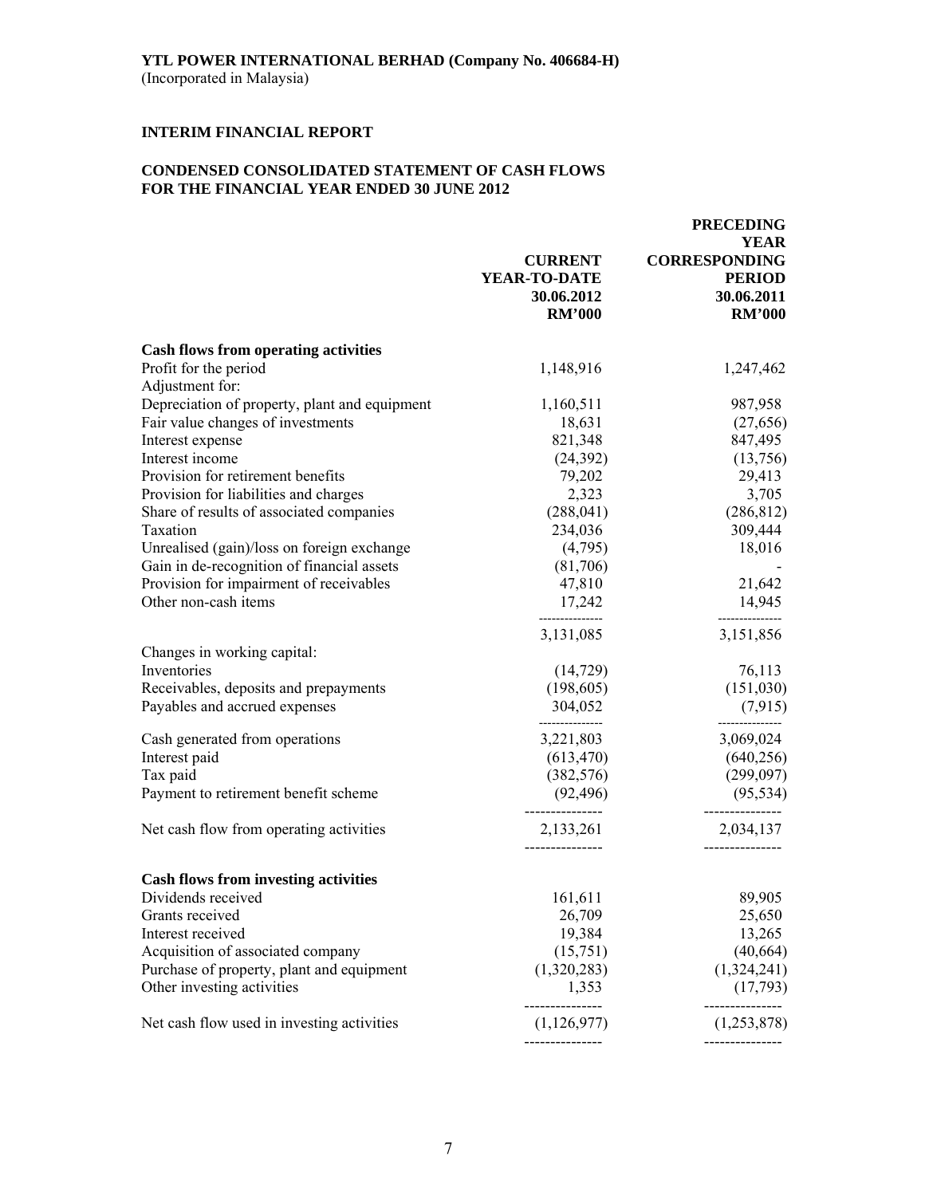**YTL POWER INTERNATIONAL BERHAD (Company No. 406684-H)**
(Incorporated in Malaysia)

**INTERIM FINANCIAL REPORT**

**CONDENSED CONSOLIDATED STATEMENT OF CASH FLOWS**
**FOR THE FINANCIAL YEAR ENDED 30 JUNE 2012**

| | CURRENT YEAR-TO-DATE 30.06.2012 RM'000 | PRECEDING YEAR CORRESPONDING PERIOD 30.06.2011 RM'000 |
|---|---|---|
| **Cash flows from operating activities** | | |
| Profit for the period | 1,148,916 | 1,247,462 |
| Adjustment for: | | |
| Depreciation of property, plant and equipment | 1,160,511 | 987,958 |
| Fair value changes of investments | 18,631 | (27,656) |
| Interest expense | 821,348 | 847,495 |
| Interest income | (24,392) | (13,756) |
| Provision for retirement benefits | 79,202 | 29,413 |
| Provision for liabilities and charges | 2,323 | 3,705 |
| Share of results of associated companies | (288,041) | (286,812) |
| Taxation | 234,036 | 309,444 |
| Unrealised (gain)/loss on foreign exchange | (4,795) | 18,016 |
| Gain in de-recognition of financial assets | (81,706) | - |
| Provision for impairment of receivables | 47,810 | 21,642 |
| Other non-cash items | 17,242 | 14,945 |
| | 3,131,085 | 3,151,856 |
| Changes in working capital: | | |
| Inventories | (14,729) | 76,113 |
| Receivables, deposits and prepayments | (198,605) | (151,030) |
| Payables and accrued expenses | 304,052 | (7,915) |
| Cash generated from operations | 3,221,803 | 3,069,024 |
| Interest paid | (613,470) | (640,256) |
| Tax paid | (382,576) | (299,097) |
| Payment to retirement benefit scheme | (92,496) | (95,534) |
| Net cash flow from operating activities | 2,133,261 | 2,034,137 |
| **Cash flows from investing activities** | | |
| Dividends received | 161,611 | 89,905 |
| Grants received | 26,709 | 25,650 |
| Interest received | 19,384 | 13,265 |
| Acquisition of associated company | (15,751) | (40,664) |
| Purchase of property, plant and equipment | (1,320,283) | (1,324,241) |
| Other investing activities | 1,353 | (17,793) |
| Net cash flow used in investing activities | (1,126,977) | (1,253,878) |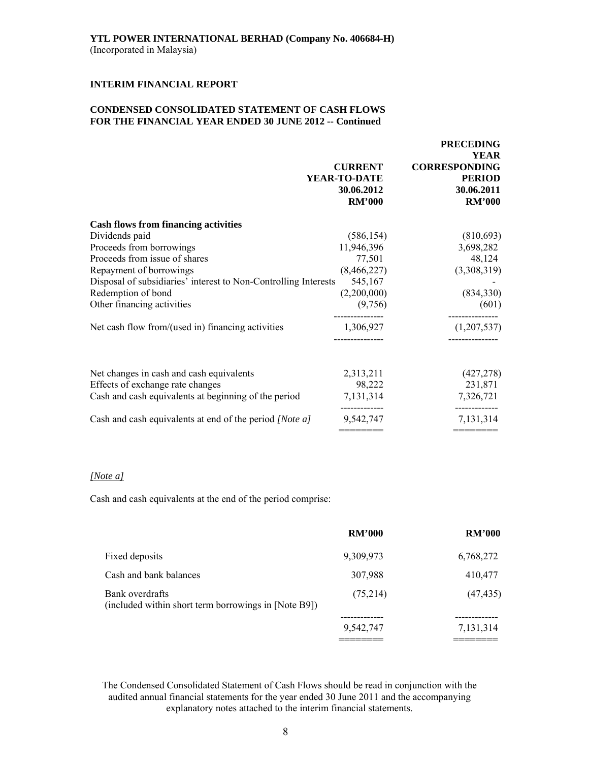**YTL POWER INTERNATIONAL BERHAD (Company No. 406684-H)**
(Incorporated in Malaysia)

**INTERIM FINANCIAL REPORT**

**CONDENSED CONSOLIDATED STATEMENT OF CASH FLOWS**
**FOR THE FINANCIAL YEAR ENDED 30 JUNE 2012 -- Continued**

| | CURRENT YEAR-TO-DATE 30.06.2012 RM'000 | PRECEDING YEAR CORRESPONDING PERIOD 30.06.2011 RM'000 |
|---|---|---|
| **Cash flows from financing activities** | | |
| Dividends paid | (586,154) | (810,693) |
| Proceeds from borrowings | 11,946,396 | 3,698,282 |
| Proceeds from issue of shares | 77,501 | 48,124 |
| Repayment of borrowings | (8,466,227) | (3,308,319) |
| Disposal of subsidiaries' interest to Non-Controlling Interests | 545,167 | - |
| Redemption of bond | (2,200,000) | (834,330) |
| Other financing activities | (9,756) | (601) |
| Net cash flow from/(used in) financing activities | 1,306,927 | (1,207,537) |
| | | |
| Net changes in cash and cash equivalents | 2,313,211 | (427,278) |
| Effects of exchange rate changes | 98,222 | 231,871 |
| Cash and cash equivalents at beginning of the period | 7,131,314 | 7,326,721 |
| Cash and cash equivalents at end of the period *[Note a]* | 9,542,747 | 7,131,314 |

*[Note a]*

Cash and cash equivalents at the end of the period comprise:

| | RM'000 | RM'000 |
|---|---|---|
| Fixed deposits | 9,309,973 | 6,768,272 |
| Cash and bank balances | 307,988 | 410,477 |
| Bank overdrafts (included within short term borrowings in [Note B9]) | (75,214) | (47,435) |
| | 9,542,747 | 7,131,314 |

The Condensed Consolidated Statement of Cash Flows should be read in conjunction with the audited annual financial statements for the year ended 30 June 2011 and the accompanying explanatory notes attached to the interim financial statements.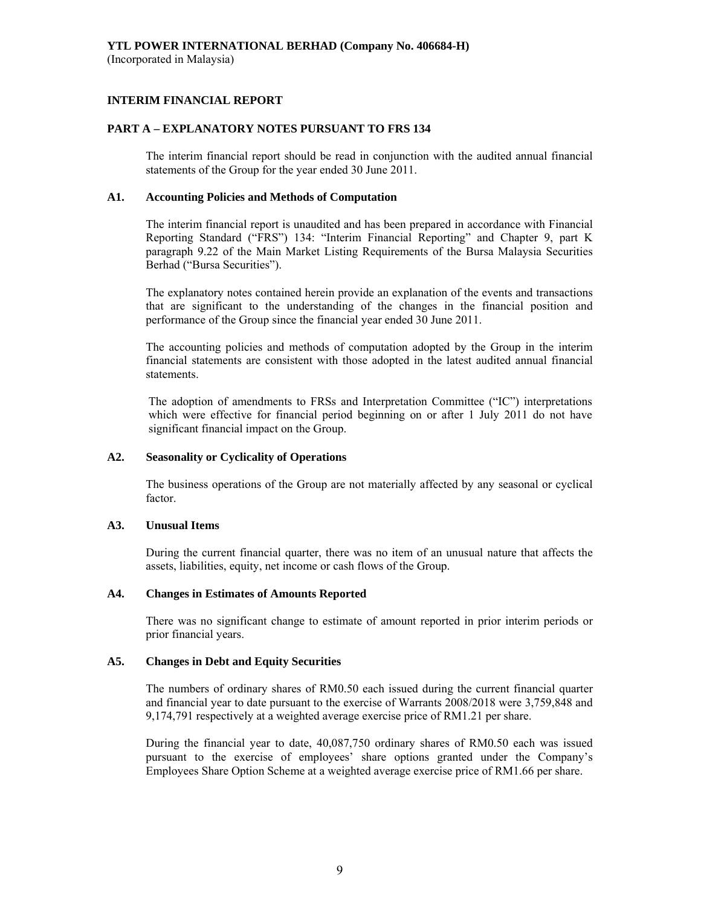**YTL POWER INTERNATIONAL BERHAD (Company No. 406684-H)**
(Incorporated in Malaysia)

**INTERIM FINANCIAL REPORT**

**PART A – EXPLANATORY NOTES PURSUANT TO FRS 134**

The interim financial report should be read in conjunction with the audited annual financial statements of the Group for the year ended 30 June 2011.

**A1. Accounting Policies and Methods of Computation**

The interim financial report is unaudited and has been prepared in accordance with Financial Reporting Standard ("FRS") 134: "Interim Financial Reporting" and Chapter 9, part K paragraph 9.22 of the Main Market Listing Requirements of the Bursa Malaysia Securities Berhad ("Bursa Securities").

The explanatory notes contained herein provide an explanation of the events and transactions that are significant to the understanding of the changes in the financial position and performance of the Group since the financial year ended 30 June 2011.

The accounting policies and methods of computation adopted by the Group in the interim financial statements are consistent with those adopted in the latest audited annual financial statements.

The adoption of amendments to FRSs and Interpretation Committee ("IC") interpretations which were effective for financial period beginning on or after 1 July 2011 do not have significant financial impact on the Group.

**A2. Seasonality or Cyclicality of Operations**

The business operations of the Group are not materially affected by any seasonal or cyclical factor.

**A3. Unusual Items**

During the current financial quarter, there was no item of an unusual nature that affects the assets, liabilities, equity, net income or cash flows of the Group.

**A4. Changes in Estimates of Amounts Reported**

There was no significant change to estimate of amount reported in prior interim periods or prior financial years.

**A5. Changes in Debt and Equity Securities**

The numbers of ordinary shares of RM0.50 each issued during the current financial quarter and financial year to date pursuant to the exercise of Warrants 2008/2018 were 3,759,848 and 9,174,791 respectively at a weighted average exercise price of RM1.21 per share.

During the financial year to date, 40,087,750 ordinary shares of RM0.50 each was issued pursuant to the exercise of employees' share options granted under the Company's Employees Share Option Scheme at a weighted average exercise price of RM1.66 per share.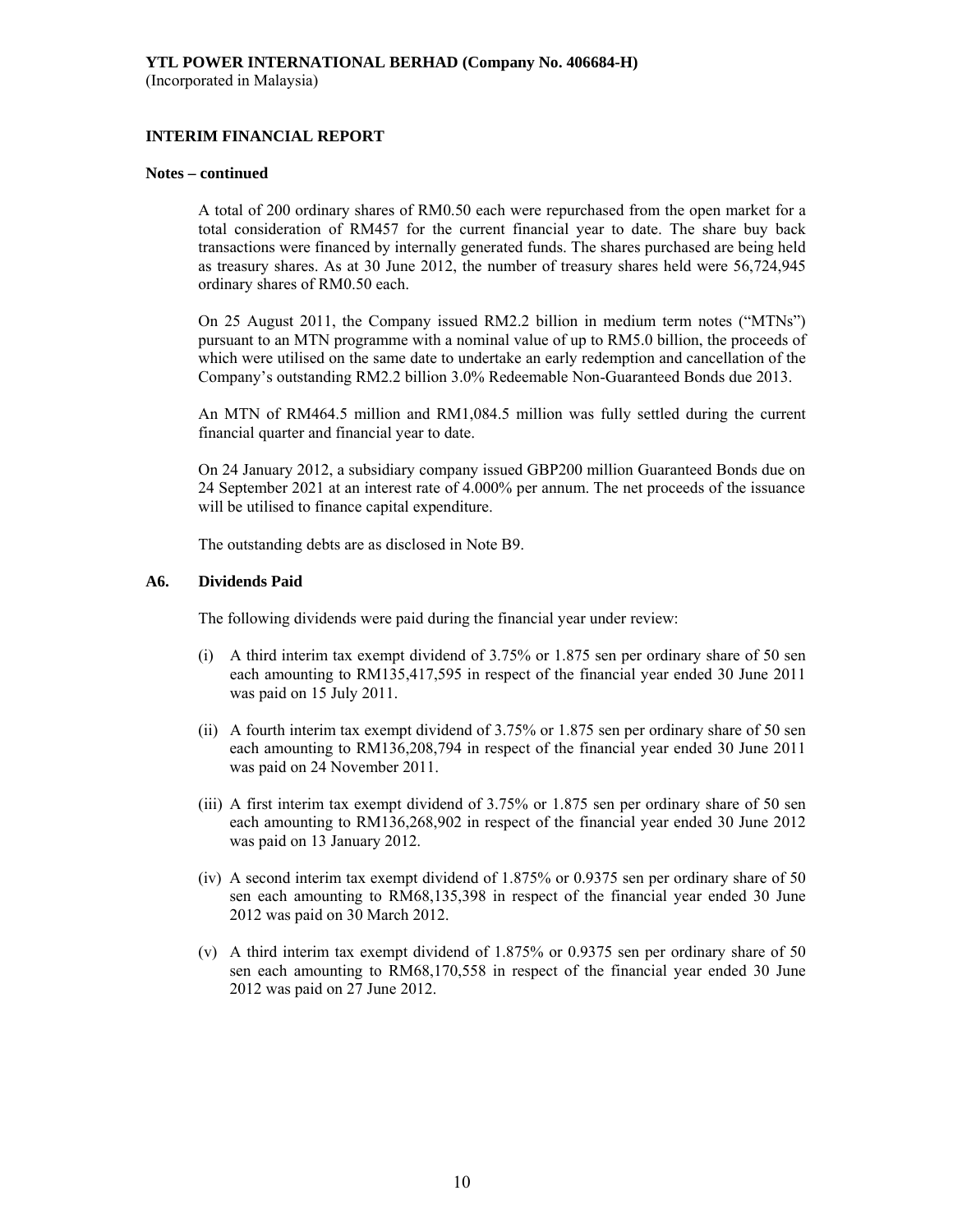**Notes – continued**

A total of 200 ordinary shares of RM0.50 each were repurchased from the open market for a total consideration of RM457 for the current financial year to date. The share buy back transactions were financed by internally generated funds. The shares purchased are being held as treasury shares. As at 30 June 2012, the number of treasury shares held were 56,724,945 ordinary shares of RM0.50 each.

On 25 August 2011, the Company issued RM2.2 billion in medium term notes ("MTNs") pursuant to an MTN programme with a nominal value of up to RM5.0 billion, the proceeds of which were utilised on the same date to undertake an early redemption and cancellation of the Company's outstanding RM2.2 billion 3.0% Redeemable Non-Guaranteed Bonds due 2013.

An MTN of RM464.5 million and RM1,084.5 million was fully settled during the current financial quarter and financial year to date.

On 24 January 2012, a subsidiary company issued GBP200 million Guaranteed Bonds due on 24 September 2021 at an interest rate of 4.000% per annum. The net proceeds of the issuance will be utilised to finance capital expenditure.

The outstanding debts are as disclosed in Note B9.

## A6. Dividends Paid

The following dividends were paid during the financial year under review:

(i) A third interim tax exempt dividend of 3.75% or 1.875 sen per ordinary share of 50 sen each amounting to RM135,417,595 in respect of the financial year ended 30 June 2011 was paid on 15 July 2011.

(ii) A fourth interim tax exempt dividend of 3.75% or 1.875 sen per ordinary share of 50 sen each amounting to RM136,208,794 in respect of the financial year ended 30 June 2011 was paid on 24 November 2011.

(iii) A first interim tax exempt dividend of 3.75% or 1.875 sen per ordinary share of 50 sen each amounting to RM136,268,902 in respect of the financial year ended 30 June 2012 was paid on 13 January 2012.

(iv) A second interim tax exempt dividend of 1.875% or 0.9375 sen per ordinary share of 50 sen each amounting to RM68,135,398 in respect of the financial year ended 30 June 2012 was paid on 30 March 2012.

(v) A third interim tax exempt dividend of 1.875% or 0.9375 sen per ordinary share of 50 sen each amounting to RM68,170,558 in respect of the financial year ended 30 June 2012 was paid on 27 June 2012.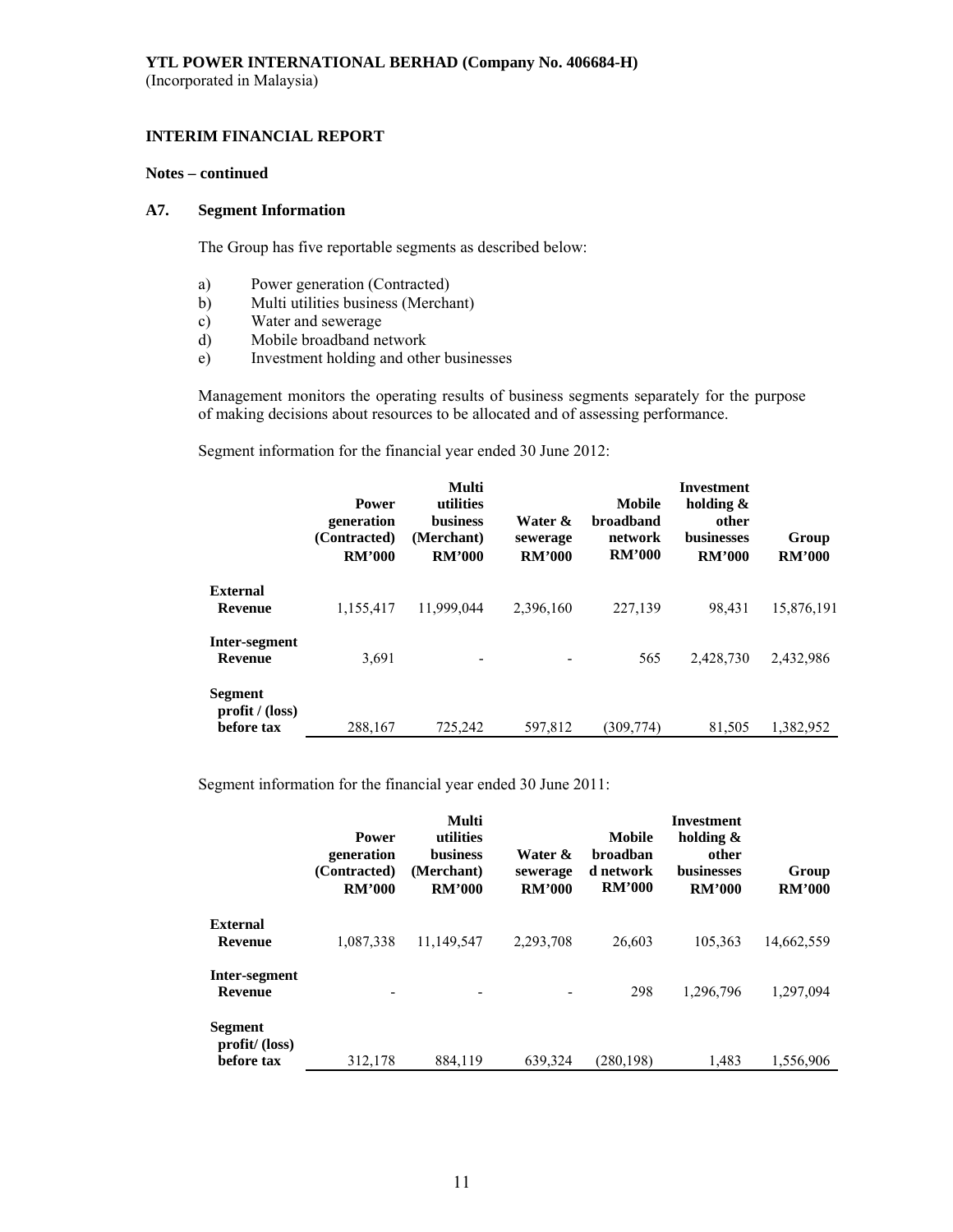**YTL POWER INTERNATIONAL BERHAD (Company No. 406684-H)**
(Incorporated in Malaysia)

**INTERIM FINANCIAL REPORT**

**Notes – continued**

**A7. Segment Information**

The Group has five reportable segments as described below:

a) Power generation (Contracted)
b) Multi utilities business (Merchant)
c) Water and sewerage
d) Mobile broadband network
e) Investment holding and other businesses

Management monitors the operating results of business segments separately for the purpose of making decisions about resources to be allocated and of assessing performance.

Segment information for the financial year ended 30 June 2012:

| | Power generation (Contracted) RM'000 | Multi utilities business (Merchant) RM'000 | Water & sewerage RM'000 | Mobile broadband network RM'000 | Investment holding & other businesses RM'000 | Group RM'000 |
|---|---|---|---|---|---|---|
| **External Revenue** | 1,155,417 | 11,999,044 | 2,396,160 | 227,139 | 98,431 | 15,876,191 |
| **Inter-segment Revenue** | 3,691 | - | - | 565 | 2,428,730 | 2,432,986 |
| **Segment profit / (loss) before tax** | 288,167 | 725,242 | 597,812 | (309,774) | 81,505 | 1,382,952 |

Segment information for the financial year ended 30 June 2011:

| | Power generation (Contracted) RM'000 | Multi utilities business (Merchant) RM'000 | Water & sewerage RM'000 | Mobile broadband network RM'000 | Investment holding & other businesses RM'000 | Group RM'000 |
|---|---|---|---|---|---|---|
| **External Revenue** | 1,087,338 | 11,149,547 | 2,293,708 | 26,603 | 105,363 | 14,662,559 |
| **Inter-segment Revenue** | - | - | - | 298 | 1,296,796 | 1,297,094 |
| **Segment profit/ (loss) before tax** | 312,178 | 884,119 | 639,324 | (280,198) | 1,483 | 1,556,906 |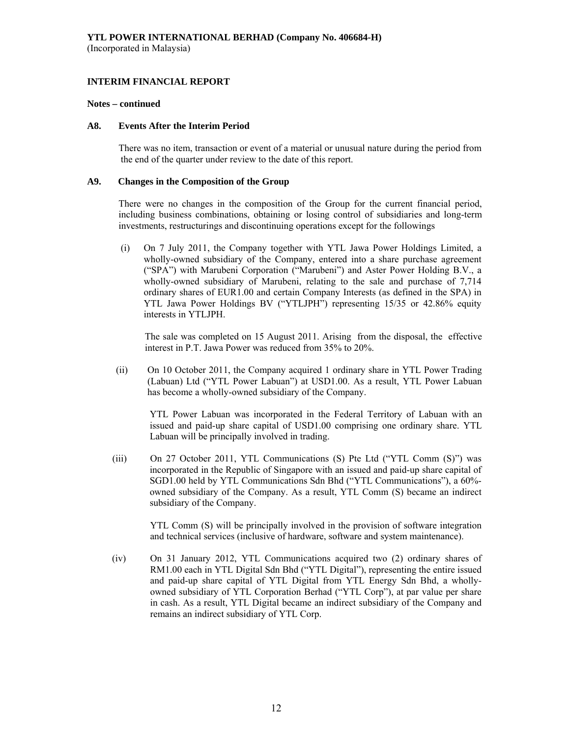**YTL POWER INTERNATIONAL BERHAD (Company No. 406684-H)**
(Incorporated in Malaysia)

**INTERIM FINANCIAL REPORT**

**Notes – continued**

### A8. Events After the Interim Period

There was no item, transaction or event of a material or unusual nature during the period from the end of the quarter under review to the date of this report.

### A9. Changes in the Composition of the Group

There were no changes in the composition of the Group for the current financial period, including business combinations, obtaining or losing control of subsidiaries and long-term investments, restructurings and discontinuing operations except for the followings

(i) On 7 July 2011, the Company together with YTL Jawa Power Holdings Limited, a wholly-owned subsidiary of the Company, entered into a share purchase agreement ("SPA") with Marubeni Corporation ("Marubeni") and Aster Power Holding B.V., a wholly-owned subsidiary of Marubeni, relating to the sale and purchase of 7,714 ordinary shares of EUR1.00 and certain Company Interests (as defined in the SPA) in YTL Jawa Power Holdings BV ("YTLJPH") representing 15/35 or 42.86% equity interests in YTLJPH.

The sale was completed on 15 August 2011. Arising from the disposal, the effective interest in P.T. Jawa Power was reduced from 35% to 20%.

(ii) On 10 October 2011, the Company acquired 1 ordinary share in YTL Power Trading (Labuan) Ltd ("YTL Power Labuan") at USD1.00. As a result, YTL Power Labuan has become a wholly-owned subsidiary of the Company.

YTL Power Labuan was incorporated in the Federal Territory of Labuan with an issued and paid-up share capital of USD1.00 comprising one ordinary share. YTL Labuan will be principally involved in trading.

(iii) On 27 October 2011, YTL Communications (S) Pte Ltd ("YTL Comm (S)") was incorporated in the Republic of Singapore with an issued and paid-up share capital of SGD1.00 held by YTL Communications Sdn Bhd ("YTL Communications"), a 60%-owned subsidiary of the Company. As a result, YTL Comm (S) became an indirect subsidiary of the Company.

YTL Comm (S) will be principally involved in the provision of software integration and technical services (inclusive of hardware, software and system maintenance).

(iv) On 31 January 2012, YTL Communications acquired two (2) ordinary shares of RM1.00 each in YTL Digital Sdn Bhd ("YTL Digital"), representing the entire issued and paid-up share capital of YTL Digital from YTL Energy Sdn Bhd, a wholly-owned subsidiary of YTL Corporation Berhad ("YTL Corp"), at par value per share in cash. As a result, YTL Digital became an indirect subsidiary of the Company and remains an indirect subsidiary of YTL Corp.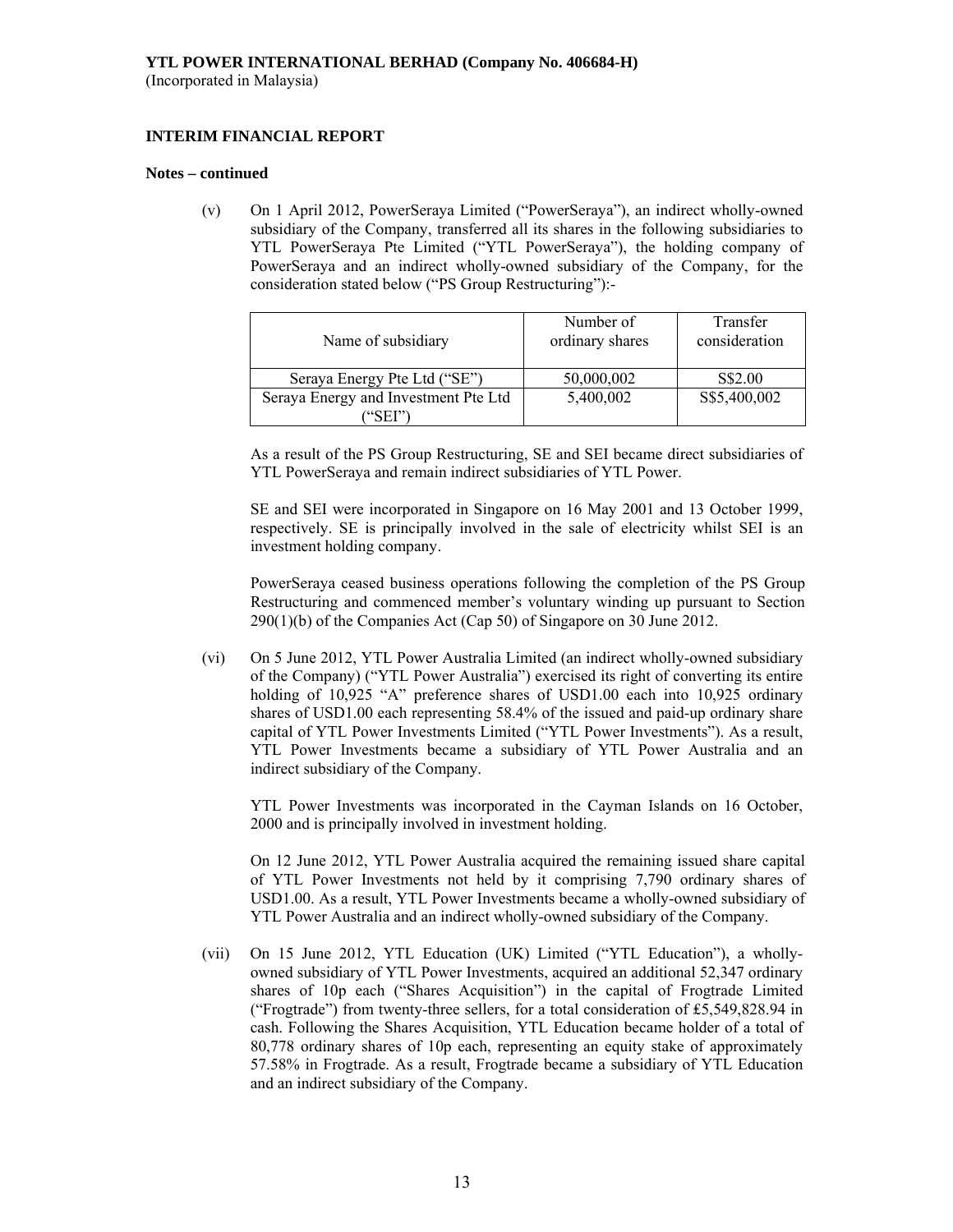**YTL POWER INTERNATIONAL BERHAD (Company No. 406684-H)**
(Incorporated in Malaysia)

**INTERIM FINANCIAL REPORT**

**Notes – continued**

(v) On 1 April 2012, PowerSeraya Limited ("PowerSeraya"), an indirect wholly-owned subsidiary of the Company, transferred all its shares in the following subsidiaries to YTL PowerSeraya Pte Limited ("YTL PowerSeraya"), the holding company of PowerSeraya and an indirect wholly-owned subsidiary of the Company, for the consideration stated below ("PS Group Restructuring"):-

| Name of subsidiary | Number of ordinary shares | Transfer consideration |
|---|---|---|
| Seraya Energy Pte Ltd ("SE") | 50,000,002 | S$2.00 |
| Seraya Energy and Investment Pte Ltd ("SEI") | 5,400,002 | S$5,400,002 |

As a result of the PS Group Restructuring, SE and SEI became direct subsidiaries of YTL PowerSeraya and remain indirect subsidiaries of YTL Power.

SE and SEI were incorporated in Singapore on 16 May 2001 and 13 October 1999, respectively. SE is principally involved in the sale of electricity whilst SEI is an investment holding company.

PowerSeraya ceased business operations following the completion of the PS Group Restructuring and commenced member's voluntary winding up pursuant to Section 290(1)(b) of the Companies Act (Cap 50) of Singapore on 30 June 2012.

(vi) On 5 June 2012, YTL Power Australia Limited (an indirect wholly-owned subsidiary of the Company) ("YTL Power Australia") exercised its right of converting its entire holding of 10,925 "A" preference shares of USD1.00 each into 10,925 ordinary shares of USD1.00 each representing 58.4% of the issued and paid-up ordinary share capital of YTL Power Investments Limited ("YTL Power Investments"). As a result, YTL Power Investments became a subsidiary of YTL Power Australia and an indirect subsidiary of the Company.

YTL Power Investments was incorporated in the Cayman Islands on 16 October, 2000 and is principally involved in investment holding.

On 12 June 2012, YTL Power Australia acquired the remaining issued share capital of YTL Power Investments not held by it comprising 7,790 ordinary shares of USD1.00. As a result, YTL Power Investments became a wholly-owned subsidiary of YTL Power Australia and an indirect wholly-owned subsidiary of the Company.

(vii) On 15 June 2012, YTL Education (UK) Limited ("YTL Education"), a wholly-owned subsidiary of YTL Power Investments, acquired an additional 52,347 ordinary shares of 10p each ("Shares Acquisition") in the capital of Frogtrade Limited ("Frogtrade") from twenty-three sellers, for a total consideration of £5,549,828.94 in cash. Following the Shares Acquisition, YTL Education became holder of a total of 80,778 ordinary shares of 10p each, representing an equity stake of approximately 57.58% in Frogtrade. As a result, Frogtrade became a subsidiary of YTL Education and an indirect subsidiary of the Company.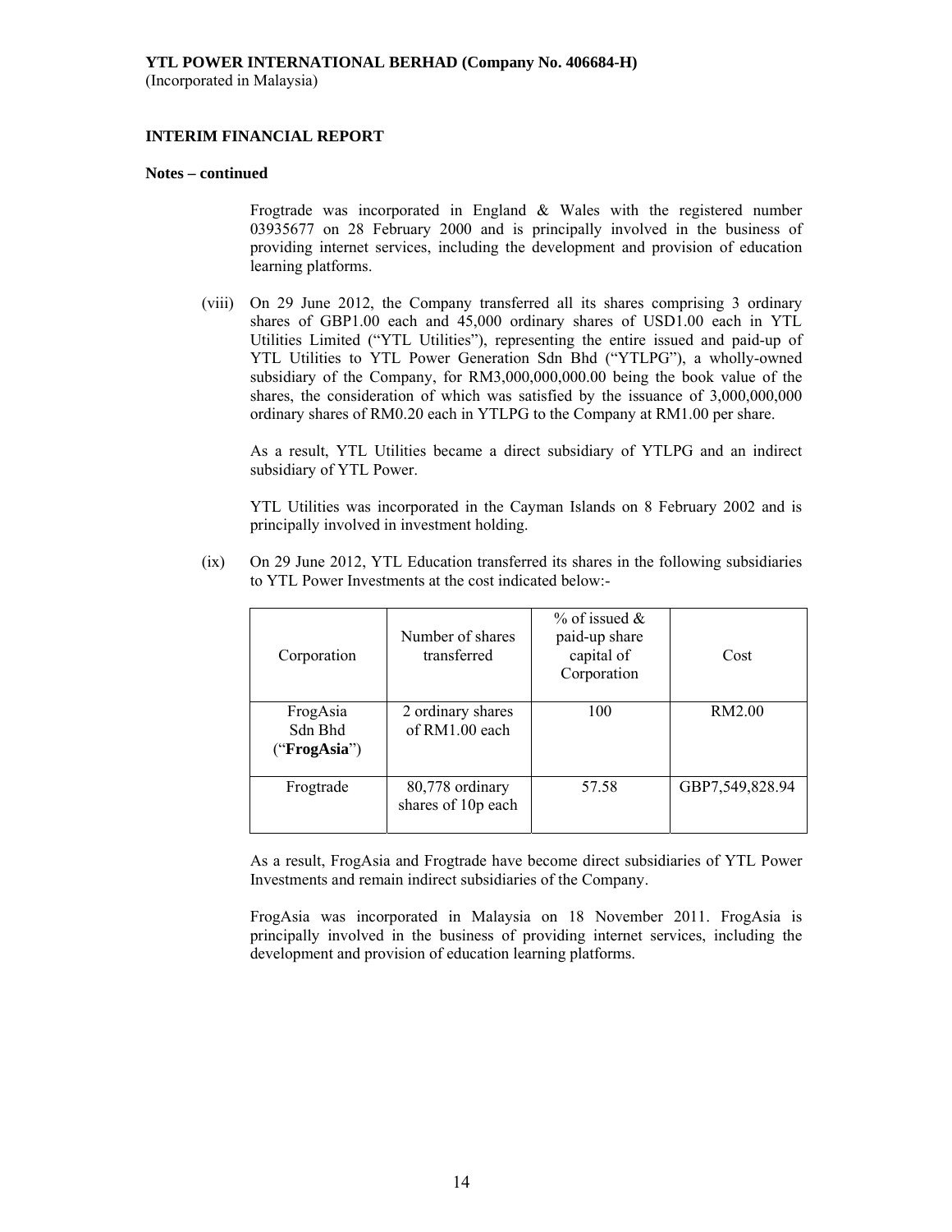**YTL POWER INTERNATIONAL BERHAD (Company No. 406684-H)**
(Incorporated in Malaysia)

**INTERIM FINANCIAL REPORT**

**Notes – continued**

Frogtrade was incorporated in England & Wales with the registered number 03935677 on 28 February 2000 and is principally involved in the business of providing internet services, including the development and provision of education learning platforms.

(viii) On 29 June 2012, the Company transferred all its shares comprising 3 ordinary shares of GBP1.00 each and 45,000 ordinary shares of USD1.00 each in YTL Utilities Limited ("YTL Utilities"), representing the entire issued and paid-up of YTL Utilities to YTL Power Generation Sdn Bhd ("YTLPG"), a wholly-owned subsidiary of the Company, for RM3,000,000,000.00 being the book value of the shares, the consideration of which was satisfied by the issuance of 3,000,000,000 ordinary shares of RM0.20 each in YTLPG to the Company at RM1.00 per share.

As a result, YTL Utilities became a direct subsidiary of YTLPG and an indirect subsidiary of YTL Power.

YTL Utilities was incorporated in the Cayman Islands on 8 February 2002 and is principally involved in investment holding.

(ix) On 29 June 2012, YTL Education transferred its shares in the following subsidiaries to YTL Power Investments at the cost indicated below:-

| Corporation | Number of shares transferred | % of issued & paid-up share capital of Corporation | Cost |
|---|---|---|---|
| FrogAsia Sdn Bhd ("**FrogAsia**") | 2 ordinary shares of RM1.00 each | 100 | RM2.00 |
| Frogtrade | 80,778 ordinary shares of 10p each | 57.58 | GBP7,549,828.94 |

As a result, FrogAsia and Frogtrade have become direct subsidiaries of YTL Power Investments and remain indirect subsidiaries of the Company.

FrogAsia was incorporated in Malaysia on 18 November 2011. FrogAsia is principally involved in the business of providing internet services, including the development and provision of education learning platforms.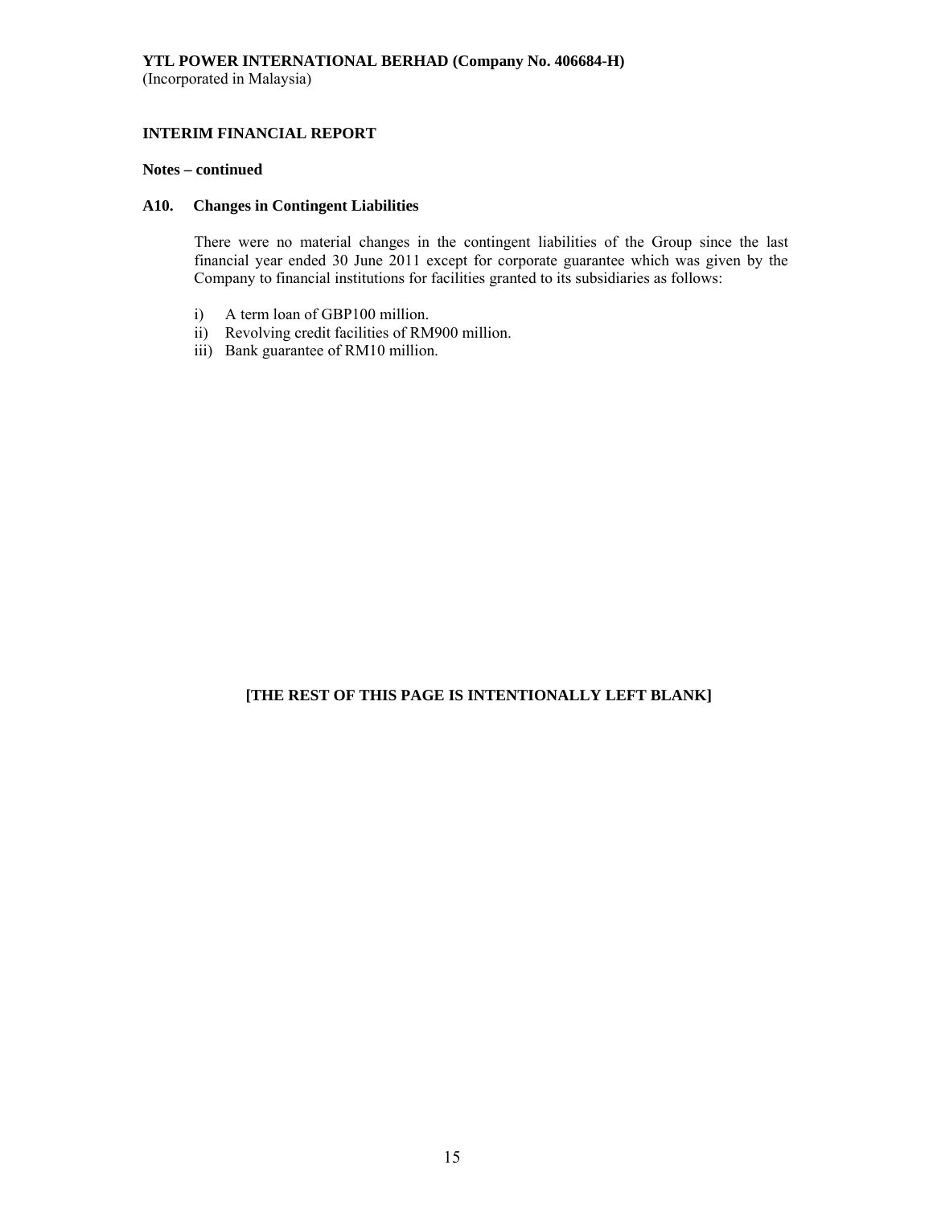**YTL POWER INTERNATIONAL BERHAD (Company No. 406684-H)**
(Incorporated in Malaysia)

**INTERIM FINANCIAL REPORT**

**Notes – continued**

**A10. Changes in Contingent Liabilities**

There were no material changes in the contingent liabilities of the Group since the last financial year ended 30 June 2011 except for corporate guarantee which was given by the Company to financial institutions for facilities granted to its subsidiaries as follows:

i) A term loan of GBP100 million.
ii) Revolving credit facilities of RM900 million.
iii) Bank guarantee of RM10 million.

**[THE REST OF THIS PAGE IS INTENTIONALLY LEFT BLANK]**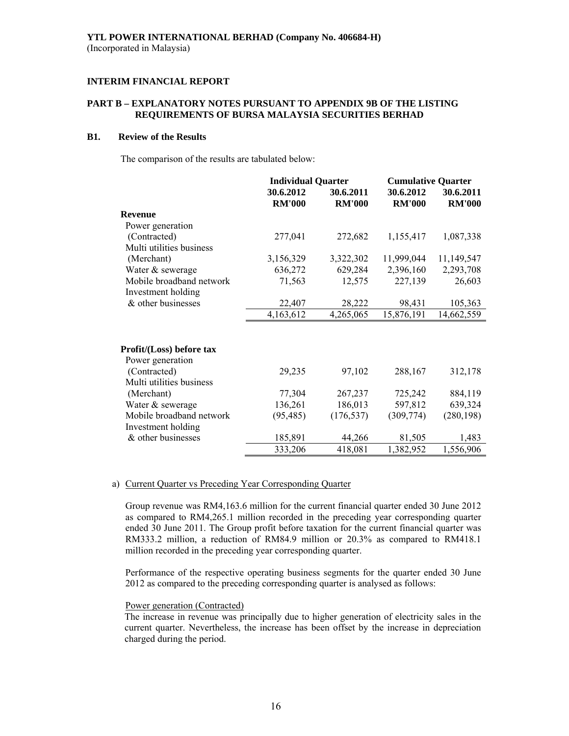**YTL POWER INTERNATIONAL BERHAD (Company No. 406684-H)**
(Incorporated in Malaysia)

**INTERIM FINANCIAL REPORT**

**PART B – EXPLANATORY NOTES PURSUANT TO APPENDIX 9B OF THE LISTING REQUIREMENTS OF BURSA MALAYSIA SECURITIES BERHAD**

**B1. Review of the Results**

The comparison of the results are tabulated below:

| | Individual Quarter | | Cumulative Quarter | |
|---|---|---|---|---|
| | 30.6.2012 RM'000 | 30.6.2011 RM'000 | 30.6.2012 RM'000 | 30.6.2011 RM'000 |
| **Revenue** | | | | |
| Power generation (Contracted) | 277,041 | 272,682 | 1,155,417 | 1,087,338 |
| Multi utilities business (Merchant) | 3,156,329 | 3,322,302 | 11,999,044 | 11,149,547 |
| Water & sewerage | 636,272 | 629,284 | 2,396,160 | 2,293,708 |
| Mobile broadband network | 71,563 | 12,575 | 227,139 | 26,603 |
| Investment holding & other businesses | 22,407 | 28,222 | 98,431 | 105,363 |
| | 4,163,612 | 4,265,065 | 15,876,191 | 14,662,559 |
| **Profit/(Loss) before tax** | | | | |
| Power generation (Contracted) | 29,235 | 97,102 | 288,167 | 312,178 |
| Multi utilities business (Merchant) | 77,304 | 267,237 | 725,242 | 884,119 |
| Water & sewerage | 136,261 | 186,013 | 597,812 | 639,324 |
| Mobile broadband network | (95,485) | (176,537) | (309,774) | (280,198) |
| Investment holding & other businesses | 185,891 | 44,266 | 81,505 | 1,483 |
| | 333,206 | 418,081 | 1,382,952 | 1,556,906 |

a) Current Quarter vs Preceding Year Corresponding Quarter

Group revenue was RM4,163.6 million for the current financial quarter ended 30 June 2012 as compared to RM4,265.1 million recorded in the preceding year corresponding quarter ended 30 June 2011. The Group profit before taxation for the current financial quarter was RM333.2 million, a reduction of RM84.9 million or 20.3% as compared to RM418.1 million recorded in the preceding year corresponding quarter.

Performance of the respective operating business segments for the quarter ended 30 June 2012 as compared to the preceding corresponding quarter is analysed as follows:

Power generation (Contracted)

The increase in revenue was principally due to higher generation of electricity sales in the current quarter. Nevertheless, the increase has been offset by the increase in depreciation charged during the period.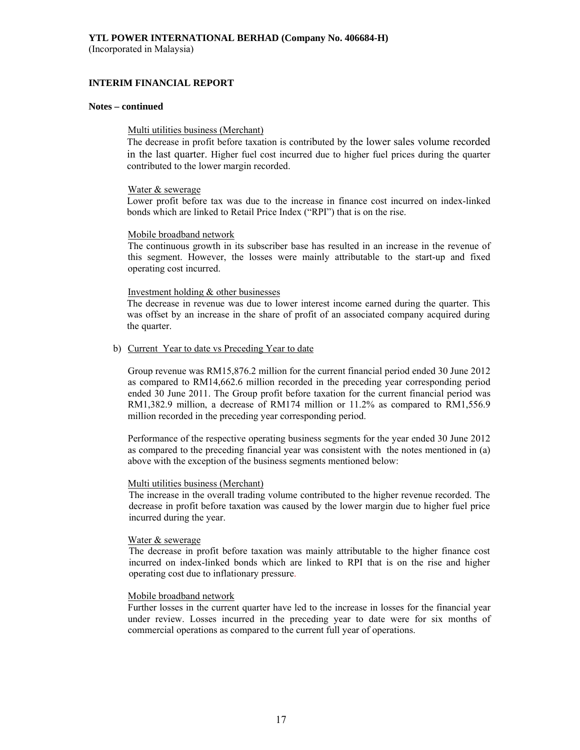**YTL POWER INTERNATIONAL BERHAD (Company No. 406684-H)**
(Incorporated in Malaysia)

**INTERIM FINANCIAL REPORT**

**Notes – continued**

Multi utilities business (Merchant)
The decrease in profit before taxation is contributed by the lower sales volume recorded in the last quarter. Higher fuel cost incurred due to higher fuel prices during the quarter contributed to the lower margin recorded.

Water & sewerage
Lower profit before tax was due to the increase in finance cost incurred on index-linked bonds which are linked to Retail Price Index ("RPI") that is on the rise.

Mobile broadband network
The continuous growth in its subscriber base has resulted in an increase in the revenue of this segment. However, the losses were mainly attributable to the start-up and fixed operating cost incurred.

Investment holding & other businesses
The decrease in revenue was due to lower interest income earned during the quarter. This was offset by an increase in the share of profit of an associated company acquired during the quarter.

b) Current Year to date vs Preceding Year to date

Group revenue was RM15,876.2 million for the current financial period ended 30 June 2012 as compared to RM14,662.6 million recorded in the preceding year corresponding period ended 30 June 2011. The Group profit before taxation for the current financial period was RM1,382.9 million, a decrease of RM174 million or 11.2% as compared to RM1,556.9 million recorded in the preceding year corresponding period.

Performance of the respective operating business segments for the year ended 30 June 2012 as compared to the preceding financial year was consistent with the notes mentioned in (a) above with the exception of the business segments mentioned below:

Multi utilities business (Merchant)
The increase in the overall trading volume contributed to the higher revenue recorded. The decrease in profit before taxation was caused by the lower margin due to higher fuel price incurred during the year.

Water & sewerage
The decrease in profit before taxation was mainly attributable to the higher finance cost incurred on index-linked bonds which are linked to RPI that is on the rise and higher operating cost due to inflationary pressure.

Mobile broadband network
Further losses in the current quarter have led to the increase in losses for the financial year under review. Losses incurred in the preceding year to date were for six months of commercial operations as compared to the current full year of operations.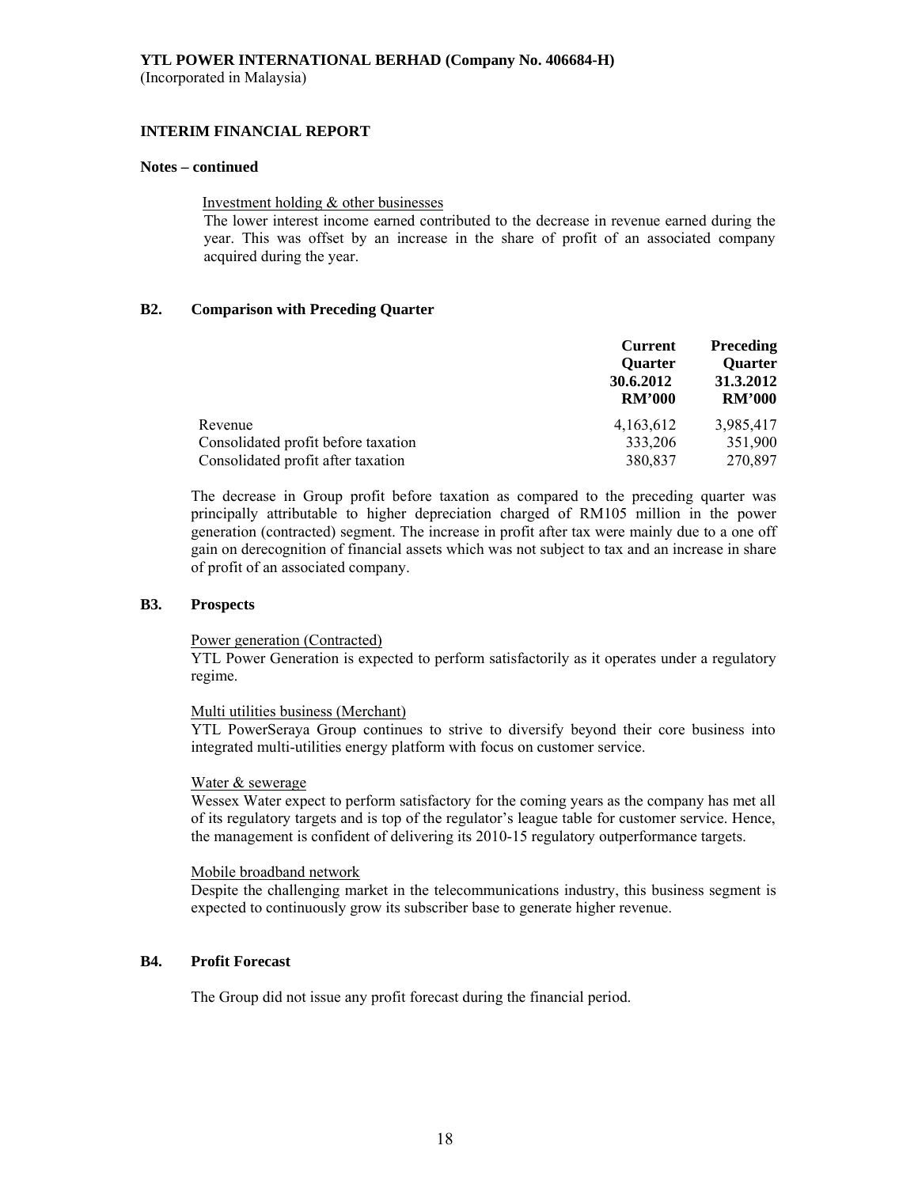**YTL POWER INTERNATIONAL BERHAD (Company No. 406684-H)**
(Incorporated in Malaysia)

**INTERIM FINANCIAL REPORT**

**Notes – continued**

Investment holding & other businesses
The lower interest income earned contributed to the decrease in revenue earned during the year. This was offset by an increase in the share of profit of an associated company acquired during the year.

## B2. Comparison with Preceding Quarter

| | Current Quarter 30.6.2012 RM'000 | Preceding Quarter 31.3.2012 RM'000 |
|---|---|---|
| Revenue | 4,163,612 | 3,985,417 |
| Consolidated profit before taxation | 333,206 | 351,900 |
| Consolidated profit after taxation | 380,837 | 270,897 |

The decrease in Group profit before taxation as compared to the preceding quarter was principally attributable to higher depreciation charged of RM105 million in the power generation (contracted) segment. The increase in profit after tax were mainly due to a one off gain on derecognition of financial assets which was not subject to tax and an increase in share of profit of an associated company.

## B3. Prospects

Power generation (Contracted)
YTL Power Generation is expected to perform satisfactorily as it operates under a regulatory regime.

Multi utilities business (Merchant)
YTL PowerSeraya Group continues to strive to diversify beyond their core business into integrated multi-utilities energy platform with focus on customer service.

Water & sewerage
Wessex Water expect to perform satisfactory for the coming years as the company has met all of its regulatory targets and is top of the regulator's league table for customer service. Hence, the management is confident of delivering its 2010-15 regulatory outperformance targets.

Mobile broadband network
Despite the challenging market in the telecommunications industry, this business segment is expected to continuously grow its subscriber base to generate higher revenue.

## B4. Profit Forecast

The Group did not issue any profit forecast during the financial period.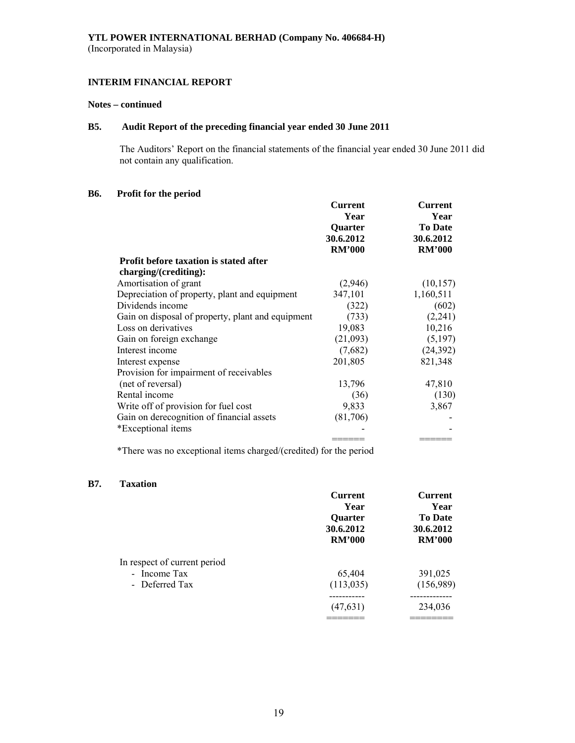**YTL POWER INTERNATIONAL BERHAD (Company No. 406684-H)**
(Incorporated in Malaysia)

**INTERIM FINANCIAL REPORT**

**Notes – continued**

## B5. Audit Report of the preceding financial year ended 30 June 2011

The Auditors' Report on the financial statements of the financial year ended 30 June 2011 did not contain any qualification.

## B6. Profit for the period

| | Current Year Quarter 30.6.2012 RM'000 | Current Year To Date 30.6.2012 RM'000 |
|---|---|---|
| **Profit before taxation is stated after charging/(crediting):** | | |
| Amortisation of grant | (2,946) | (10,157) |
| Depreciation of property, plant and equipment | 347,101 | 1,160,511 |
| Dividends income | (322) | (602) |
| Gain on disposal of property, plant and equipment | (733) | (2,241) |
| Loss on derivatives | 19,083 | 10,216 |
| Gain on foreign exchange | (21,093) | (5,197) |
| Interest income | (7,682) | (24,392) |
| Interest expense | 201,805 | 821,348 |
| Provision for impairment of receivables (net of reversal) | 13,796 | 47,810 |
| Rental income | (36) | (130) |
| Write off of provision for fuel cost | 9,833 | 3,867 |
| Gain on derecognition of financial assets | (81,706) | - |
| *Exceptional items | - | - |

*There was no exceptional items charged/(credited) for the period

## B7. Taxation

| | Current Year Quarter 30.6.2012 RM'000 | Current Year To Date 30.6.2012 RM'000 |
|---|---|---|
| In respect of current period | | |
| - Income Tax | 65,404 | 391,025 |
| - Deferred Tax | (113,035) | (156,989) |
| | (47,631) | 234,036 |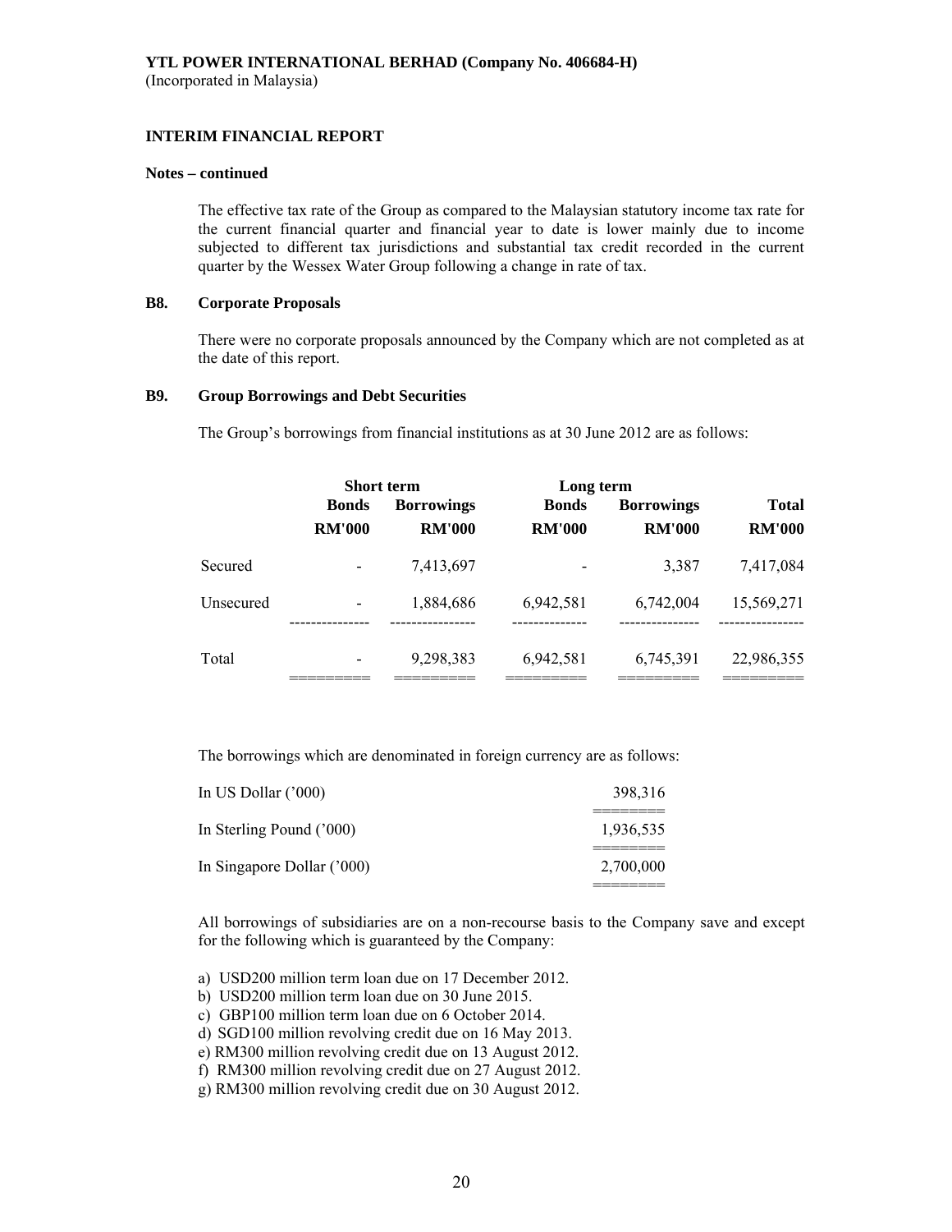**YTL POWER INTERNATIONAL BERHAD (Company No. 406684-H)**
(Incorporated in Malaysia)

**INTERIM FINANCIAL REPORT**

**Notes – continued**

The effective tax rate of the Group as compared to the Malaysian statutory income tax rate for the current financial quarter and financial year to date is lower mainly due to income subjected to different tax jurisdictions and substantial tax credit recorded in the current quarter by the Wessex Water Group following a change in rate of tax.

## B8. Corporate Proposals

There were no corporate proposals announced by the Company which are not completed as at the date of this report.

## B9. Group Borrowings and Debt Securities

The Group's borrowings from financial institutions as at 30 June 2012 are as follows:

| | Short term | | Long term | | |
|---|---|---|---|---|---|
| | Bonds | Borrowings | Bonds | Borrowings | Total |
| | RM'000 | RM'000 | RM'000 | RM'000 | RM'000 |
| Secured | - | 7,413,697 | - | 3,387 | 7,417,084 |
| Unsecured | - | 1,884,686 | 6,942,581 | 6,742,004 | 15,569,271 |
| Total | - | 9,298,383 | 6,942,581 | 6,745,391 | 22,986,355 |

The borrowings which are denominated in foreign currency are as follows:

| | |
|---|---|
| In US Dollar ('000) | 398,316 |
| In Sterling Pound ('000) | 1,936,535 |
| In Singapore Dollar ('000) | 2,700,000 |

All borrowings of subsidiaries are on a non-recourse basis to the Company save and except for the following which is guaranteed by the Company:

a) USD200 million term loan due on 17 December 2012.
b) USD200 million term loan due on 30 June 2015.
c) GBP100 million term loan due on 6 October 2014.
d) SGD100 million revolving credit due on 16 May 2013.
e) RM300 million revolving credit due on 13 August 2012.
f) RM300 million revolving credit due on 27 August 2012.
g) RM300 million revolving credit due on 30 August 2012.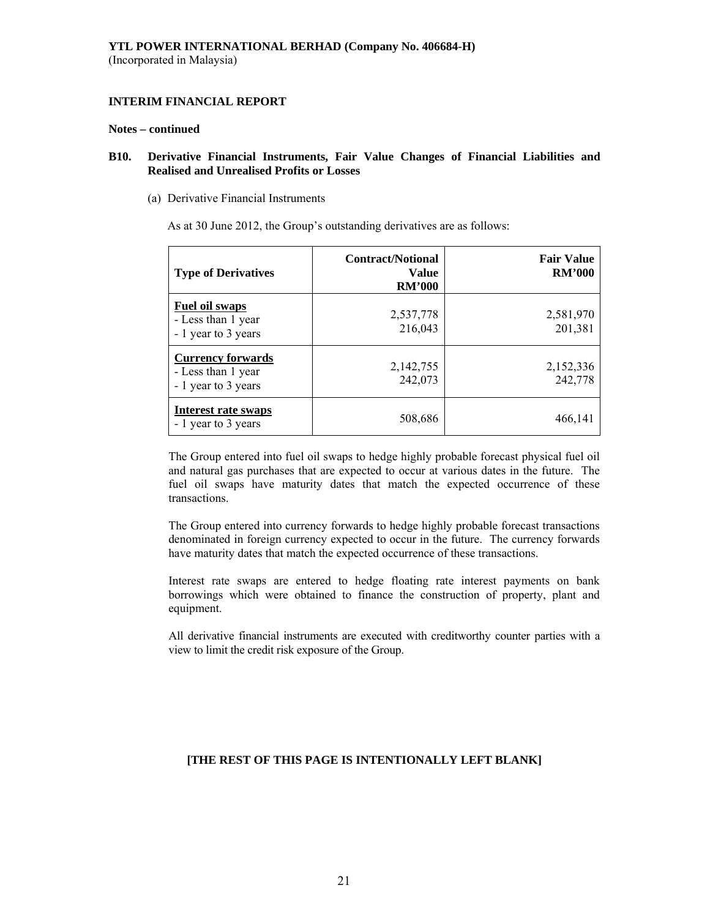**YTL POWER INTERNATIONAL BERHAD (Company No. 406684-H)**
(Incorporated in Malaysia)

**INTERIM FINANCIAL REPORT**

**Notes – continued**

**B10. Derivative Financial Instruments, Fair Value Changes of Financial Liabilities and Realised and Unrealised Profits or Losses**

(a) Derivative Financial Instruments

As at 30 June 2012, the Group's outstanding derivatives are as follows:

| Type of Derivatives | Contract/Notional Value RM'000 | Fair Value RM'000 |
|---|---|---|
| **Fuel oil swaps** | | |
| - Less than 1 year | 2,537,778 | 2,581,970 |
| - 1 year to 3 years | 216,043 | 201,381 |
| **Currency forwards** | | |
| - Less than 1 year | 2,142,755 | 2,152,336 |
| - 1 year to 3 years | 242,073 | 242,778 |
| **Interest rate swaps** | | |
| - 1 year to 3 years | 508,686 | 466,141 |

The Group entered into fuel oil swaps to hedge highly probable forecast physical fuel oil and natural gas purchases that are expected to occur at various dates in the future. The fuel oil swaps have maturity dates that match the expected occurrence of these transactions.

The Group entered into currency forwards to hedge highly probable forecast transactions denominated in foreign currency expected to occur in the future. The currency forwards have maturity dates that match the expected occurrence of these transactions.

Interest rate swaps are entered to hedge floating rate interest payments on bank borrowings which were obtained to finance the construction of property, plant and equipment.

All derivative financial instruments are executed with creditworthy counter parties with a view to limit the credit risk exposure of the Group.

**[THE REST OF THIS PAGE IS INTENTIONALLY LEFT BLANK]**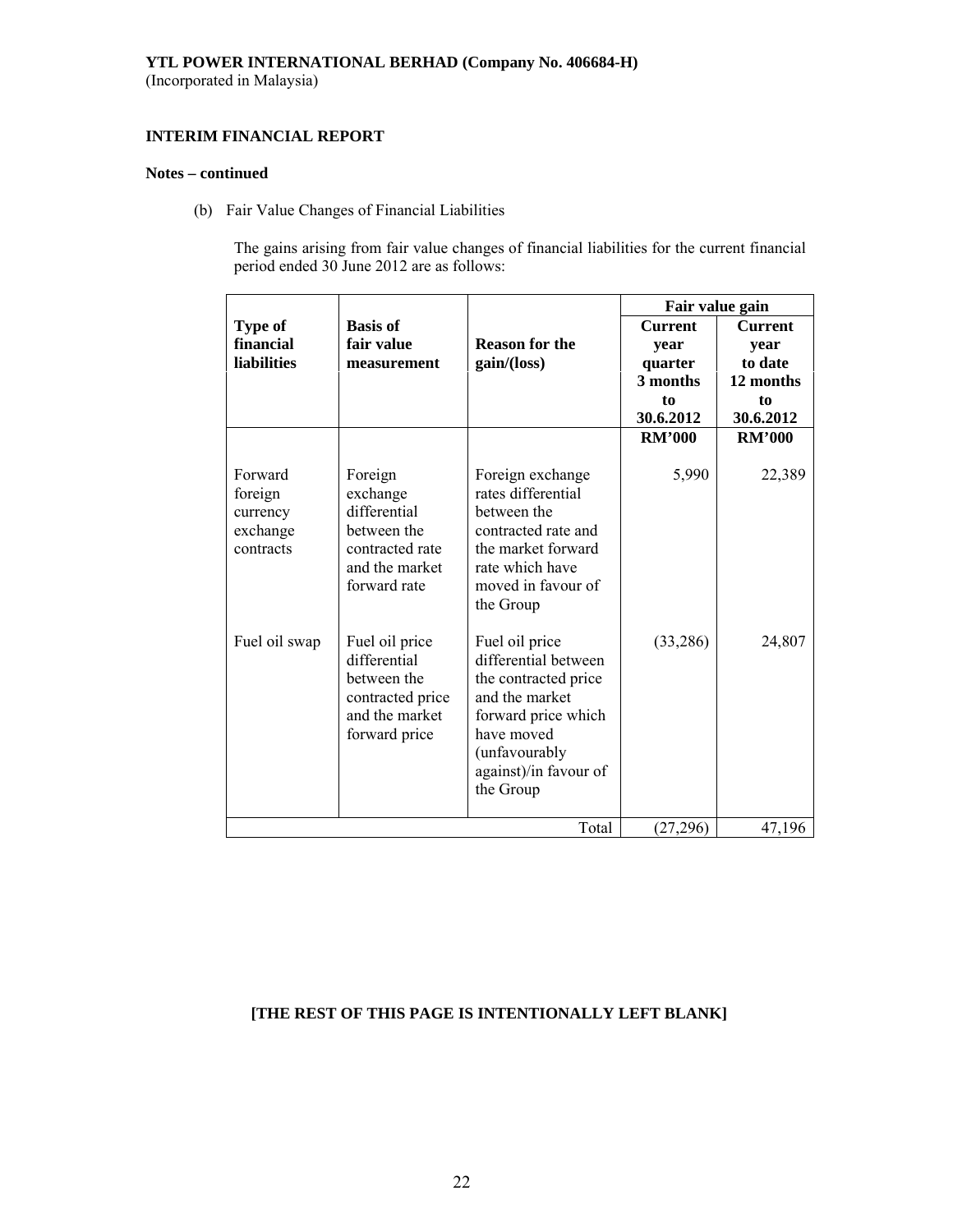**YTL POWER INTERNATIONAL BERHAD (Company No. 406684-H)**
(Incorporated in Malaysia)

**INTERIM FINANCIAL REPORT**

**Notes – continued**

(b) Fair Value Changes of Financial Liabilities

The gains arising from fair value changes of financial liabilities for the current financial period ended 30 June 2012 are as follows:

| Type of financial liabilities | Basis of fair value measurement | Reason for the gain/(loss) | Fair value gain Current year quarter 3 months to 30.6.2012 | Fair value gain Current year to date 12 months to 30.6.2012 |
|---|---|---|---|---|
| | | | RM'000 | RM'000 |
| Forward foreign currency exchange contracts | Foreign exchange differential between the contracted rate and the market forward rate | Foreign exchange rates differential between the contracted rate and the market forward rate which have moved in favour of the Group | 5,990 | 22,389 |
| Fuel oil swap | Fuel oil price differential between the contracted price and the market forward price | Fuel oil price differential between the contracted price and the market forward price which have moved (unfavourably against)/in favour of the Group | (33,286) | 24,807 |
| | | Total | (27,296) | 47,196 |

**[THE REST OF THIS PAGE IS INTENTIONALLY LEFT BLANK]**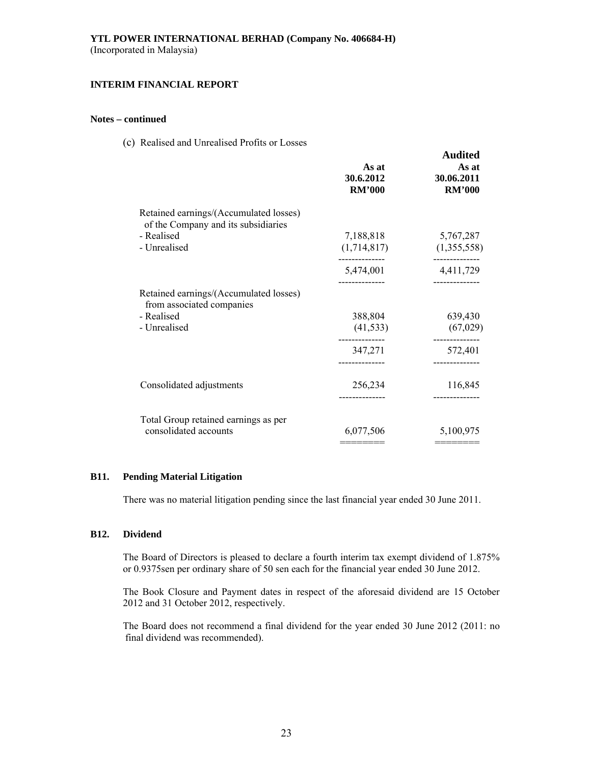**YTL POWER INTERNATIONAL BERHAD (Company No. 406684-H)**
(Incorporated in Malaysia)

**INTERIM FINANCIAL REPORT**

**Notes – continued**

(c) Realised and Unrealised Profits or Losses

| | As at 30.6.2012 RM'000 | Audited As at 30.06.2011 RM'000 |
|---|---|---|
| Retained earnings/(Accumulated losses) of the Company and its subsidiaries | | |
| - Realised | 7,188,818 | 5,767,287 |
| - Unrealised | (1,714,817) | (1,355,558) |
| | 5,474,001 | 4,411,729 |
| Retained earnings/(Accumulated losses) from associated companies | | |
| - Realised | 388,804 | 639,430 |
| - Unrealised | (41,533) | (67,029) |
| | 347,271 | 572,401 |
| Consolidated adjustments | 256,234 | 116,845 |
| Total Group retained earnings as per consolidated accounts | 6,077,506 | 5,100,975 |

**B11. Pending Material Litigation**

There was no material litigation pending since the last financial year ended 30 June 2011.

**B12. Dividend**

The Board of Directors is pleased to declare a fourth interim tax exempt dividend of 1.875% or 0.9375sen per ordinary share of 50 sen each for the financial year ended 30 June 2012.

The Book Closure and Payment dates in respect of the aforesaid dividend are 15 October 2012 and 31 October 2012, respectively.

The Board does not recommend a final dividend for the year ended 30 June 2012 (2011: no final dividend was recommended).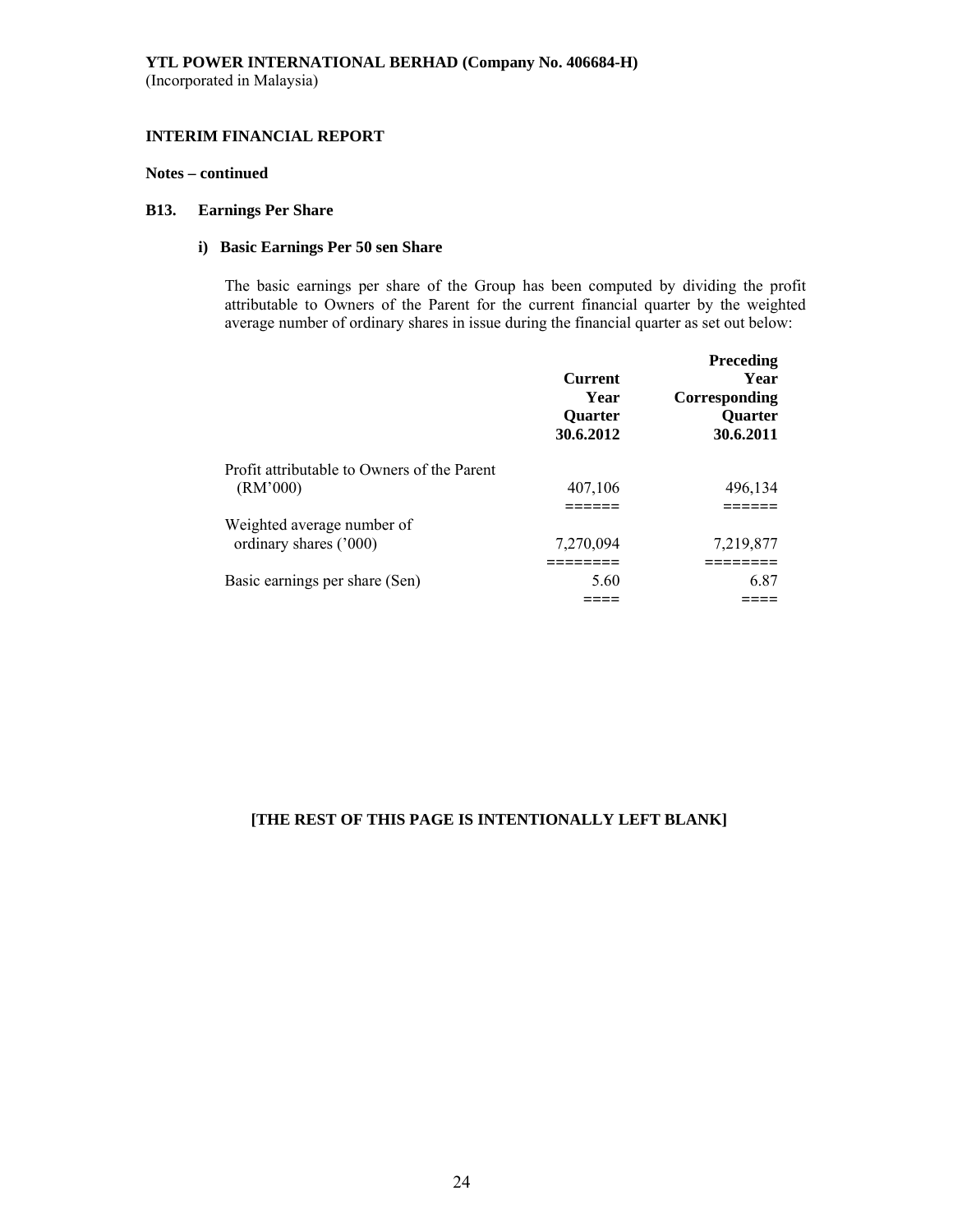**YTL POWER INTERNATIONAL BERHAD (Company No. 406684-H)**
(Incorporated in Malaysia)

**INTERIM FINANCIAL REPORT**

**Notes – continued**

**B13. Earnings Per Share**

**i) Basic Earnings Per 50 sen Share**

The basic earnings per share of the Group has been computed by dividing the profit attributable to Owners of the Parent for the current financial quarter by the weighted average number of ordinary shares in issue during the financial quarter as set out below:

| | Current Year Quarter 30.6.2012 | Preceding Year Corresponding Quarter 30.6.2011 |
|---|---|---|
| Profit attributable to Owners of the Parent (RM'000) | 407,106 | 496,134 |
| Weighted average number of ordinary shares ('000) | 7,270,094 | 7,219,877 |
| Basic earnings per share (Sen) | 5.60 | 6.87 |

**[THE REST OF THIS PAGE IS INTENTIONALLY LEFT BLANK]**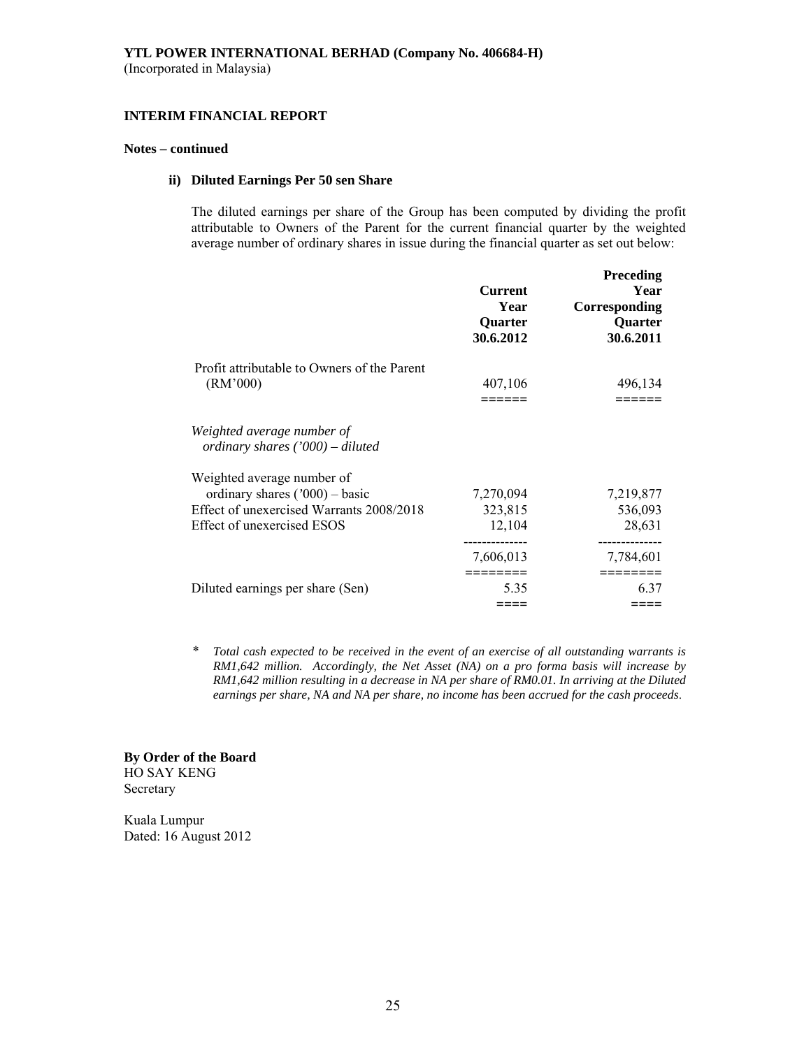**YTL POWER INTERNATIONAL BERHAD (Company No. 406684-H)**
(Incorporated in Malaysia)

**INTERIM FINANCIAL REPORT**

**Notes – continued**

**ii) Diluted Earnings Per 50 sen Share**

The diluted earnings per share of the Group has been computed by dividing the profit attributable to Owners of the Parent for the current financial quarter by the weighted average number of ordinary shares in issue during the financial quarter as set out below:

| | Current Year Quarter 30.6.2012 | Preceding Year Corresponding Quarter 30.6.2011 |
|---|---|---|
| Profit attributable to Owners of the Parent (RM'000) | 407,106 | 496,134 |
| *Weighted average number of ordinary shares ('000) – diluted* | | |
| Weighted average number of ordinary shares ('000) – basic | 7,270,094 | 7,219,877 |
| Effect of unexercised Warrants 2008/2018 | 323,815 | 536,093 |
| Effect of unexercised ESOS | 12,104 | 28,631 |
| | 7,606,013 | 7,784,601 |
| Diluted earnings per share (Sen) | 5.35 | 6.37 |

\* *Total cash expected to be received in the event of an exercise of all outstanding warrants is RM1,642 million. Accordingly, the Net Asset (NA) on a pro forma basis will increase by RM1,642 million resulting in a decrease in NA per share of RM0.01. In arriving at the Diluted earnings per share, NA and NA per share, no income has been accrued for the cash proceeds.*

**By Order of the Board**
HO SAY KENG
Secretary

Kuala Lumpur
Dated: 16 August 2012